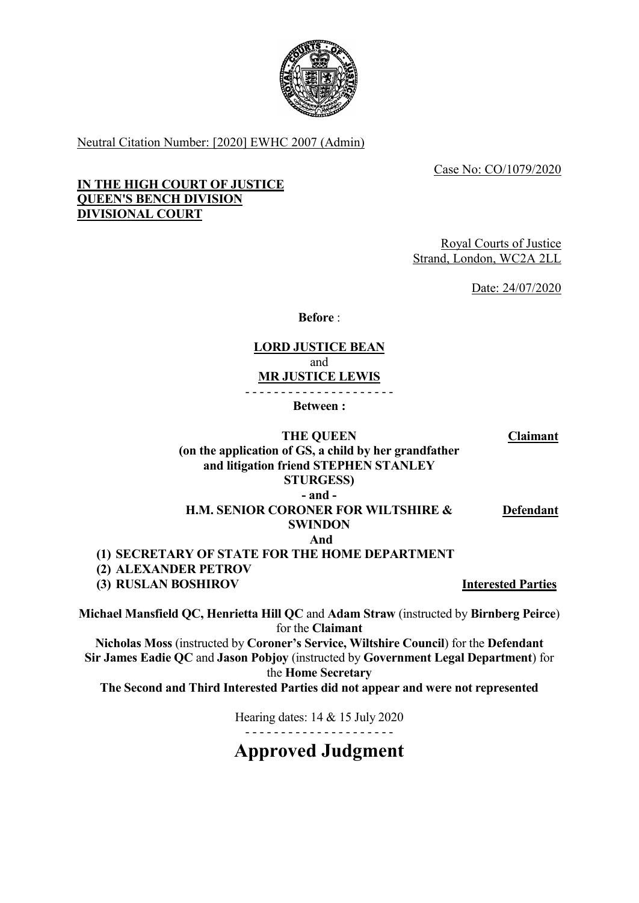Neutral Citation Number: [2020] EWHC 2007 (Admin)

Case No: CO/1079/2020

**IN THE HIGH COURT OF JUSTICE**
**QUEEN'S BENCH DIVISION**
**DIVISIONAL COURT**

Royal Courts of Justice
Strand, London, WC2A 2LL

Date: 24/07/2020

**Before** :

**LORD JUSTICE BEAN**
and
**MR JUSTICE LEWIS**

- - - - - - - - - - - - - - - - - - - - -

**Between :**

| | |
|---|---|
| **THE QUEEN (on the application of GS, a child by her grandfather and litigation friend STEPHEN STANLEY STURGESS)** | **Claimant** |
| **- and -** | |
| **H.M. SENIOR CORONER FOR WILTSHIRE & SWINDON** | **Defendant** |
| **And** | |
| **(1) SECRETARY OF STATE FOR THE HOME DEPARTMENT** **(2) ALEXANDER PETROV** **(3) RUSLAN BOSHIROV** | **Interested Parties** |

**Michael Mansfield QC, Henrietta Hill QC** and **Adam Straw** (instructed by **Birnberg Peirce**) for the **Claimant**
**Nicholas Moss** (instructed by **Coroner's Service, Wiltshire Council**) for the **Defendant**
**Sir James Eadie QC** and **Jason Pobjoy** (instructed by **Government Legal Department**) for the **Home Secretary**
**The Second and Third Interested Parties did not appear and were not represented**

Hearing dates: 14 & 15 July 2020

- - - - - - - - - - - - - - - - - - - - -

# Approved Judgment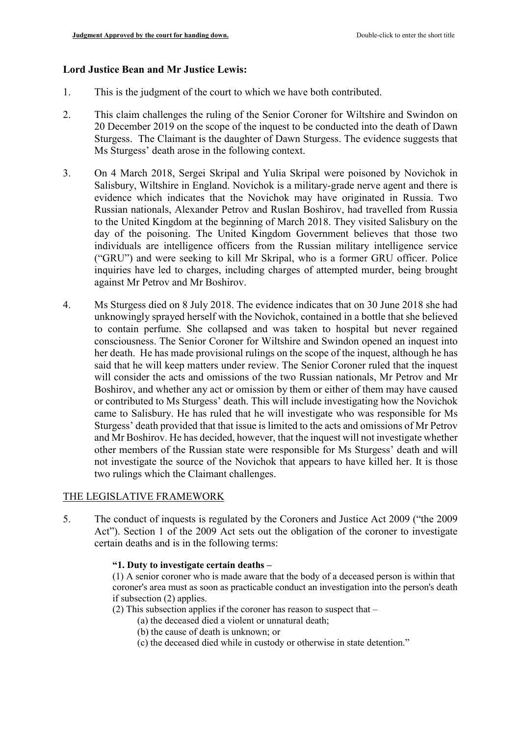**Lord Justice Bean and Mr Justice Lewis:**

1. This is the judgment of the court to which we have both contributed.

2. This claim challenges the ruling of the Senior Coroner for Wiltshire and Swindon on 20 December 2019 on the scope of the inquest to be conducted into the death of Dawn Sturgess. The Claimant is the daughter of Dawn Sturgess. The evidence suggests that Ms Sturgess' death arose in the following context.

3. On 4 March 2018, Sergei Skripal and Yulia Skripal were poisoned by Novichok in Salisbury, Wiltshire in England. Novichok is a military-grade nerve agent and there is evidence which indicates that the Novichok may have originated in Russia. Two Russian nationals, Alexander Petrov and Ruslan Boshirov, had travelled from Russia to the United Kingdom at the beginning of March 2018. They visited Salisbury on the day of the poisoning. The United Kingdom Government believes that those two individuals are intelligence officers from the Russian military intelligence service ("GRU") and were seeking to kill Mr Skripal, who is a former GRU officer. Police inquiries have led to charges, including charges of attempted murder, being brought against Mr Petrov and Mr Boshirov.

4. Ms Sturgess died on 8 July 2018. The evidence indicates that on 30 June 2018 she had unknowingly sprayed herself with the Novichok, contained in a bottle that she believed to contain perfume. She collapsed and was taken to hospital but never regained consciousness. The Senior Coroner for Wiltshire and Swindon opened an inquest into her death. He has made provisional rulings on the scope of the inquest, although he has said that he will keep matters under review. The Senior Coroner ruled that the inquest will consider the acts and omissions of the two Russian nationals, Mr Petrov and Mr Boshirov, and whether any act or omission by them or either of them may have caused or contributed to Ms Sturgess' death. This will include investigating how the Novichok came to Salisbury. He has ruled that he will investigate who was responsible for Ms Sturgess' death provided that that issue is limited to the acts and omissions of Mr Petrov and Mr Boshirov. He has decided, however, that the inquest will not investigate whether other members of the Russian state were responsible for Ms Sturgess' death and will not investigate the source of the Novichok that appears to have killed her. It is those two rulings which the Claimant challenges.

## THE LEGISLATIVE FRAMEWORK

5. The conduct of inquests is regulated by the Coroners and Justice Act 2009 ("the 2009 Act"). Section 1 of the 2009 Act sets out the obligation of the coroner to investigate certain deaths and is in the following terms:

> **"1. Duty to investigate certain deaths –**
>
> (1) A senior coroner who is made aware that the body of a deceased person is within that coroner's area must as soon as practicable conduct an investigation into the person's death if subsection (2) applies.
>
> (2) This subsection applies if the coroner has reason to suspect that –
>
> (a) the deceased died a violent or unnatural death;
>
> (b) the cause of death is unknown; or
>
> (c) the deceased died while in custody or otherwise in state detention."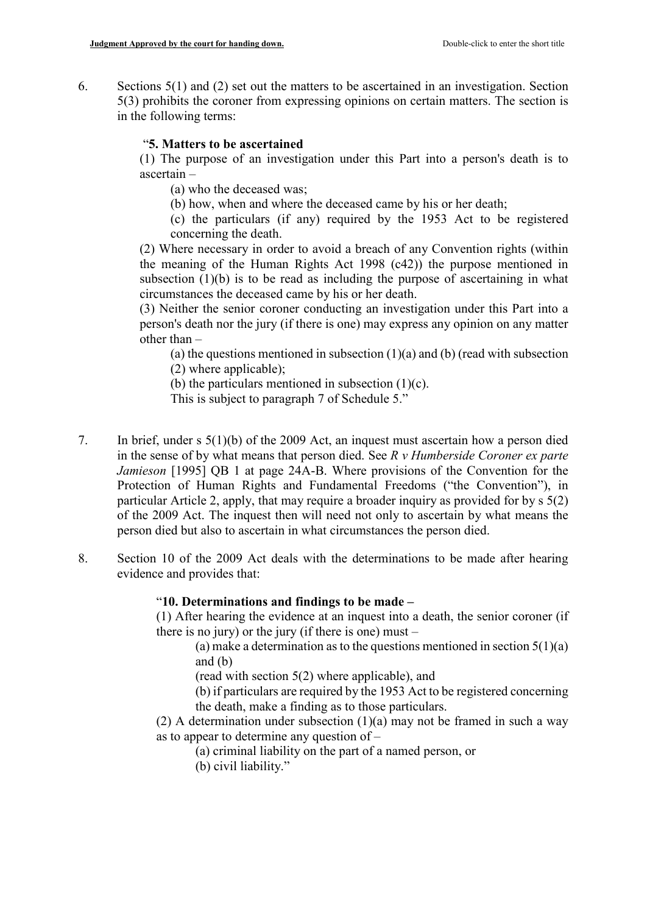6. Sections 5(1) and (2) set out the matters to be ascertained in an investigation. Section 5(3) prohibits the coroner from expressing opinions on certain matters. The section is in the following terms:

> "**5. Matters to be ascertained**
>
> (1) The purpose of an investigation under this Part into a person's death is to ascertain –
>
> (a) who the deceased was;
>
> (b) how, when and where the deceased came by his or her death;
>
> (c) the particulars (if any) required by the 1953 Act to be registered concerning the death.
>
> (2) Where necessary in order to avoid a breach of any Convention rights (within the meaning of the Human Rights Act 1998 (c42)) the purpose mentioned in subsection (1)(b) is to be read as including the purpose of ascertaining in what circumstances the deceased came by his or her death.
>
> (3) Neither the senior coroner conducting an investigation under this Part into a person's death nor the jury (if there is one) may express any opinion on any matter other than –
>
> (a) the questions mentioned in subsection (1)(a) and (b) (read with subsection (2) where applicable);
>
> (b) the particulars mentioned in subsection (1)(c).
>
> This is subject to paragraph 7 of Schedule 5."

7. In brief, under s 5(1)(b) of the 2009 Act, an inquest must ascertain how a person died in the sense of by what means that person died. See *R v Humberside Coroner ex parte Jamieson* [1995] QB 1 at page 24A-B. Where provisions of the Convention for the Protection of Human Rights and Fundamental Freedoms ("the Convention"), in particular Article 2, apply, that may require a broader inquiry as provided for by s 5(2) of the 2009 Act. The inquest then will need not only to ascertain by what means the person died but also to ascertain in what circumstances the person died.

8. Section 10 of the 2009 Act deals with the determinations to be made after hearing evidence and provides that:

> "**10. Determinations and findings to be made –**
>
> (1) After hearing the evidence at an inquest into a death, the senior coroner (if there is no jury) or the jury (if there is one) must –
>
> (a) make a determination as to the questions mentioned in section 5(1)(a) and (b)
>
> (read with section 5(2) where applicable), and
>
> (b) if particulars are required by the 1953 Act to be registered concerning the death, make a finding as to those particulars.
>
> (2) A determination under subsection (1)(a) may not be framed in such a way as to appear to determine any question of –
>
> (a) criminal liability on the part of a named person, or
>
> (b) civil liability."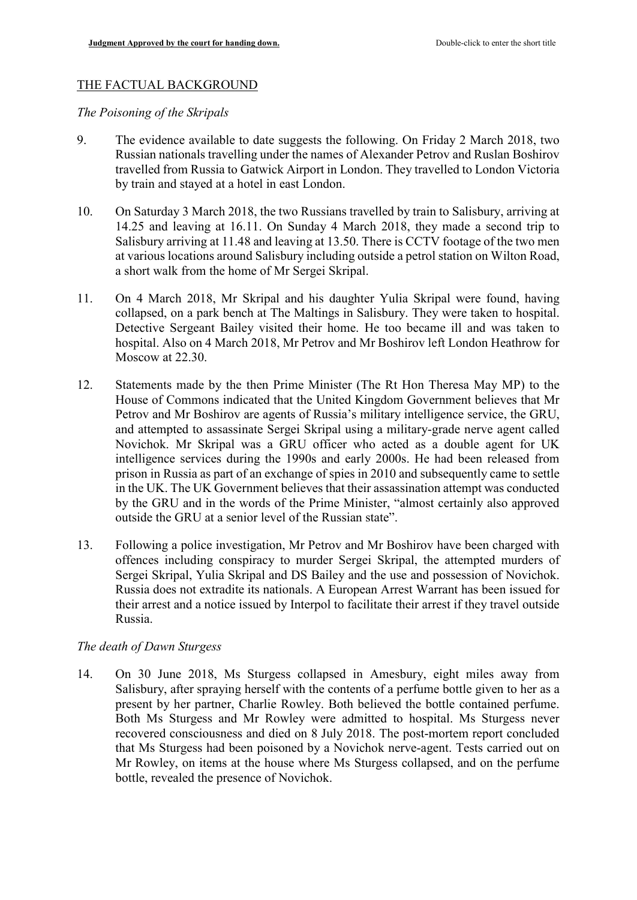## THE FACTUAL BACKGROUND

*The Poisoning of the Skripals*

9. The evidence available to date suggests the following. On Friday 2 March 2018, two Russian nationals travelling under the names of Alexander Petrov and Ruslan Boshirov travelled from Russia to Gatwick Airport in London. They travelled to London Victoria by train and stayed at a hotel in east London.

10. On Saturday 3 March 2018, the two Russians travelled by train to Salisbury, arriving at 14.25 and leaving at 16.11. On Sunday 4 March 2018, they made a second trip to Salisbury arriving at 11.48 and leaving at 13.50. There is CCTV footage of the two men at various locations around Salisbury including outside a petrol station on Wilton Road, a short walk from the home of Mr Sergei Skripal.

11. On 4 March 2018, Mr Skripal and his daughter Yulia Skripal were found, having collapsed, on a park bench at The Maltings in Salisbury. They were taken to hospital. Detective Sergeant Bailey visited their home. He too became ill and was taken to hospital. Also on 4 March 2018, Mr Petrov and Mr Boshirov left London Heathrow for Moscow at 22.30.

12. Statements made by the then Prime Minister (The Rt Hon Theresa May MP) to the House of Commons indicated that the United Kingdom Government believes that Mr Petrov and Mr Boshirov are agents of Russia's military intelligence service, the GRU, and attempted to assassinate Sergei Skripal using a military-grade nerve agent called Novichok. Mr Skripal was a GRU officer who acted as a double agent for UK intelligence services during the 1990s and early 2000s. He had been released from prison in Russia as part of an exchange of spies in 2010 and subsequently came to settle in the UK. The UK Government believes that their assassination attempt was conducted by the GRU and in the words of the Prime Minister, "almost certainly also approved outside the GRU at a senior level of the Russian state".

13. Following a police investigation, Mr Petrov and Mr Boshirov have been charged with offences including conspiracy to murder Sergei Skripal, the attempted murders of Sergei Skripal, Yulia Skripal and DS Bailey and the use and possession of Novichok. Russia does not extradite its nationals. A European Arrest Warrant has been issued for their arrest and a notice issued by Interpol to facilitate their arrest if they travel outside Russia.

*The death of Dawn Sturgess*

14. On 30 June 2018, Ms Sturgess collapsed in Amesbury, eight miles away from Salisbury, after spraying herself with the contents of a perfume bottle given to her as a present by her partner, Charlie Rowley. Both believed the bottle contained perfume. Both Ms Sturgess and Mr Rowley were admitted to hospital. Ms Sturgess never recovered consciousness and died on 8 July 2018. The post-mortem report concluded that Ms Sturgess had been poisoned by a Novichok nerve-agent. Tests carried out on Mr Rowley, on items at the house where Ms Sturgess collapsed, and on the perfume bottle, revealed the presence of Novichok.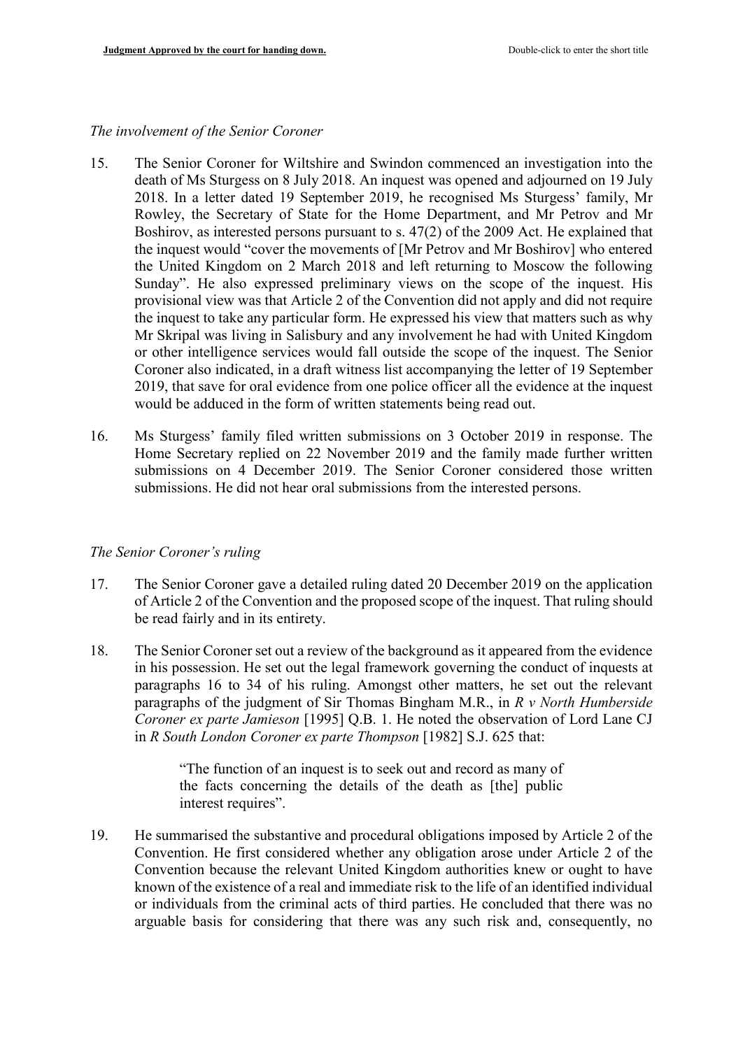*The involvement of the Senior Coroner*

15. The Senior Coroner for Wiltshire and Swindon commenced an investigation into the death of Ms Sturgess on 8 July 2018. An inquest was opened and adjourned on 19 July 2018. In a letter dated 19 September 2019, he recognised Ms Sturgess' family, Mr Rowley, the Secretary of State for the Home Department, and Mr Petrov and Mr Boshirov, as interested persons pursuant to s. 47(2) of the 2009 Act. He explained that the inquest would "cover the movements of [Mr Petrov and Mr Boshirov] who entered the United Kingdom on 2 March 2018 and left returning to Moscow the following Sunday". He also expressed preliminary views on the scope of the inquest. His provisional view was that Article 2 of the Convention did not apply and did not require the inquest to take any particular form. He expressed his view that matters such as why Mr Skripal was living in Salisbury and any involvement he had with United Kingdom or other intelligence services would fall outside the scope of the inquest. The Senior Coroner also indicated, in a draft witness list accompanying the letter of 19 September 2019, that save for oral evidence from one police officer all the evidence at the inquest would be adduced in the form of written statements being read out.

16. Ms Sturgess' family filed written submissions on 3 October 2019 in response. The Home Secretary replied on 22 November 2019 and the family made further written submissions on 4 December 2019. The Senior Coroner considered those written submissions. He did not hear oral submissions from the interested persons.

*The Senior Coroner's ruling*

17. The Senior Coroner gave a detailed ruling dated 20 December 2019 on the application of Article 2 of the Convention and the proposed scope of the inquest. That ruling should be read fairly and in its entirety.

18. The Senior Coroner set out a review of the background as it appeared from the evidence in his possession. He set out the legal framework governing the conduct of inquests at paragraphs 16 to 34 of his ruling. Amongst other matters, he set out the relevant paragraphs of the judgment of Sir Thomas Bingham M.R., in *R v North Humberside Coroner ex parte Jamieson* [1995] Q.B. 1. He noted the observation of Lord Lane CJ in *R South London Coroner ex parte Thompson* [1982] S.J. 625 that:

> "The function of an inquest is to seek out and record as many of the facts concerning the details of the death as [the] public interest requires".

19. He summarised the substantive and procedural obligations imposed by Article 2 of the Convention. He first considered whether any obligation arose under Article 2 of the Convention because the relevant United Kingdom authorities knew or ought to have known of the existence of a real and immediate risk to the life of an identified individual or individuals from the criminal acts of third parties. He concluded that there was no arguable basis for considering that there was any such risk and, consequently, no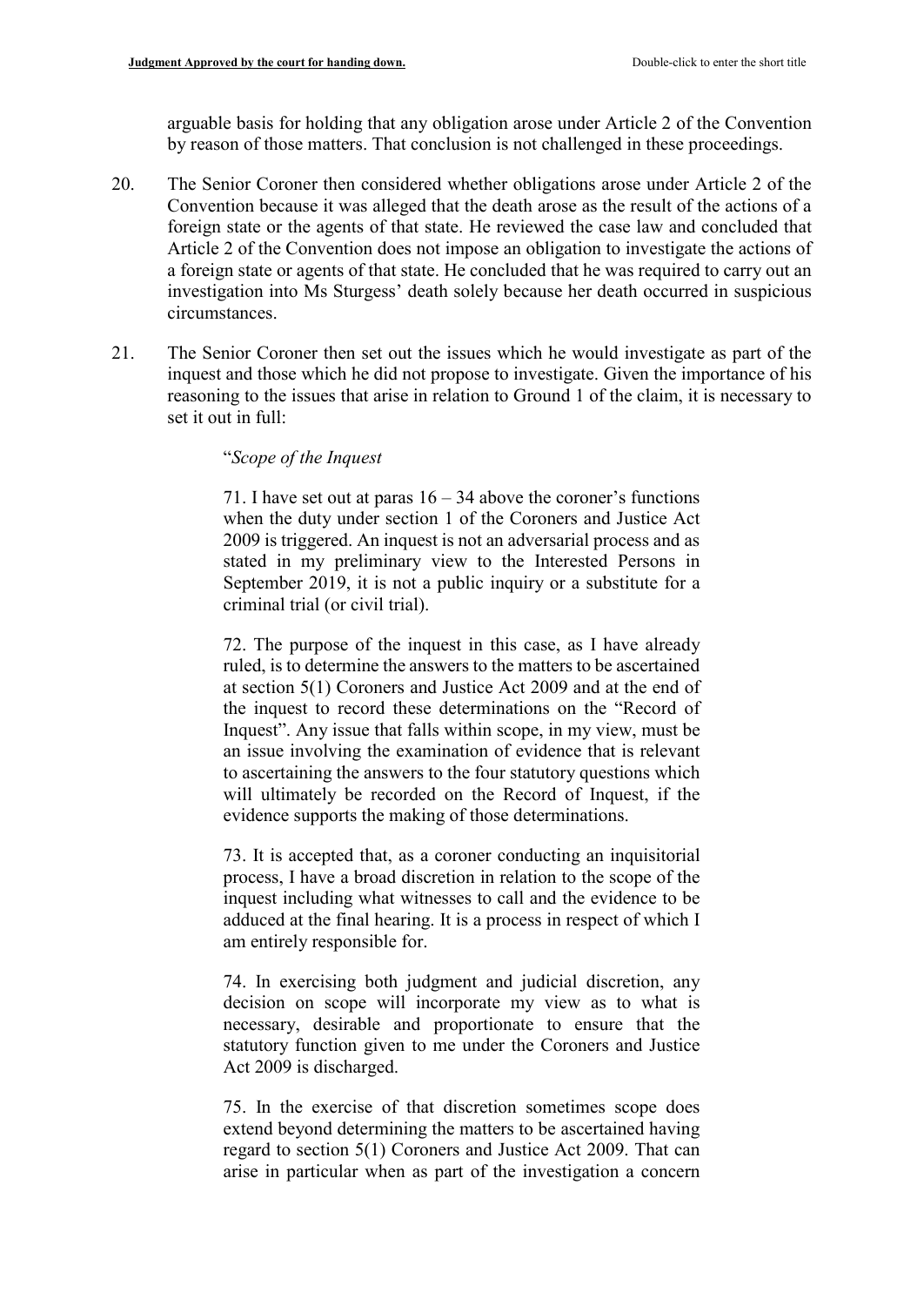arguable basis for holding that any obligation arose under Article 2 of the Convention by reason of those matters. That conclusion is not challenged in these proceedings.

20. The Senior Coroner then considered whether obligations arose under Article 2 of the Convention because it was alleged that the death arose as the result of the actions of a foreign state or the agents of that state. He reviewed the case law and concluded that Article 2 of the Convention does not impose an obligation to investigate the actions of a foreign state or agents of that state. He concluded that he was required to carry out an investigation into Ms Sturgess' death solely because her death occurred in suspicious circumstances.

21. The Senior Coroner then set out the issues which he would investigate as part of the inquest and those which he did not propose to investigate. Given the importance of his reasoning to the issues that arise in relation to Ground 1 of the claim, it is necessary to set it out in full:

> "*Scope of the Inquest*
>
> 71. I have set out at paras 16 – 34 above the coroner's functions when the duty under section 1 of the Coroners and Justice Act 2009 is triggered. An inquest is not an adversarial process and as stated in my preliminary view to the Interested Persons in September 2019, it is not a public inquiry or a substitute for a criminal trial (or civil trial).
>
> 72. The purpose of the inquest in this case, as I have already ruled, is to determine the answers to the matters to be ascertained at section 5(1) Coroners and Justice Act 2009 and at the end of the inquest to record these determinations on the "Record of Inquest". Any issue that falls within scope, in my view, must be an issue involving the examination of evidence that is relevant to ascertaining the answers to the four statutory questions which will ultimately be recorded on the Record of Inquest, if the evidence supports the making of those determinations.
>
> 73. It is accepted that, as a coroner conducting an inquisitorial process, I have a broad discretion in relation to the scope of the inquest including what witnesses to call and the evidence to be adduced at the final hearing. It is a process in respect of which I am entirely responsible for.
>
> 74. In exercising both judgment and judicial discretion, any decision on scope will incorporate my view as to what is necessary, desirable and proportionate to ensure that the statutory function given to me under the Coroners and Justice Act 2009 is discharged.
>
> 75. In the exercise of that discretion sometimes scope does extend beyond determining the matters to be ascertained having regard to section 5(1) Coroners and Justice Act 2009. That can arise in particular when as part of the investigation a concern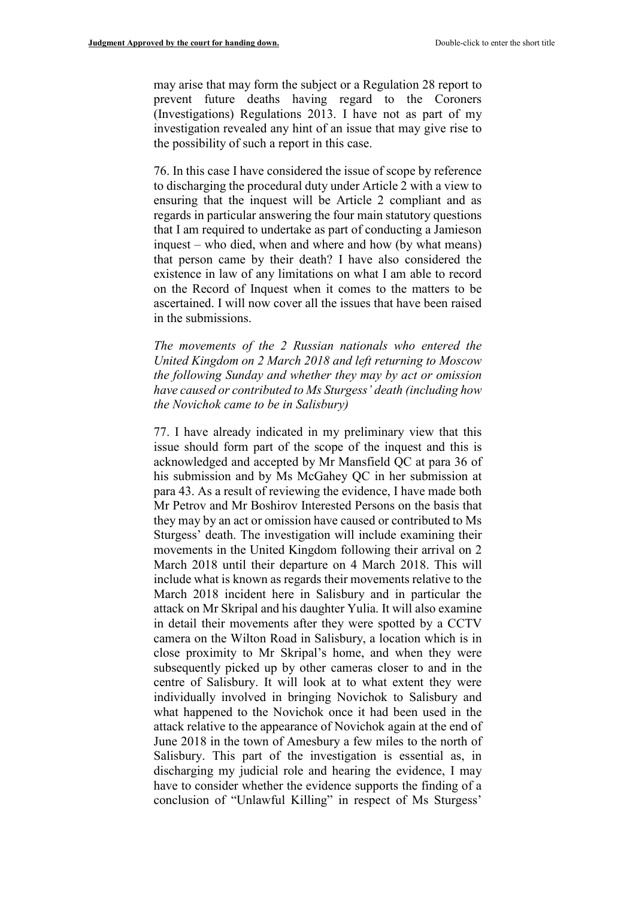may arise that may form the subject or a Regulation 28 report to prevent future deaths having regard to the Coroners (Investigations) Regulations 2013. I have not as part of my investigation revealed any hint of an issue that may give rise to the possibility of such a report in this case.

76. In this case I have considered the issue of scope by reference to discharging the procedural duty under Article 2 with a view to ensuring that the inquest will be Article 2 compliant and as regards in particular answering the four main statutory questions that I am required to undertake as part of conducting a Jamieson inquest – who died, when and where and how (by what means) that person came by their death? I have also considered the existence in law of any limitations on what I am able to record on the Record of Inquest when it comes to the matters to be ascertained. I will now cover all the issues that have been raised in the submissions.

*The movements of the 2 Russian nationals who entered the United Kingdom on 2 March 2018 and left returning to Moscow the following Sunday and whether they may by act or omission have caused or contributed to Ms Sturgess' death (including how the Novichok came to be in Salisbury)*

77. I have already indicated in my preliminary view that this issue should form part of the scope of the inquest and this is acknowledged and accepted by Mr Mansfield QC at para 36 of his submission and by Ms McGahey QC in her submission at para 43. As a result of reviewing the evidence, I have made both Mr Petrov and Mr Boshirov Interested Persons on the basis that they may by an act or omission have caused or contributed to Ms Sturgess' death. The investigation will include examining their movements in the United Kingdom following their arrival on 2 March 2018 until their departure on 4 March 2018. This will include what is known as regards their movements relative to the March 2018 incident here in Salisbury and in particular the attack on Mr Skripal and his daughter Yulia. It will also examine in detail their movements after they were spotted by a CCTV camera on the Wilton Road in Salisbury, a location which is in close proximity to Mr Skripal's home, and when they were subsequently picked up by other cameras closer to and in the centre of Salisbury. It will look at to what extent they were individually involved in bringing Novichok to Salisbury and what happened to the Novichok once it had been used in the attack relative to the appearance of Novichok again at the end of June 2018 in the town of Amesbury a few miles to the north of Salisbury. This part of the investigation is essential as, in discharging my judicial role and hearing the evidence, I may have to consider whether the evidence supports the finding of a conclusion of "Unlawful Killing" in respect of Ms Sturgess'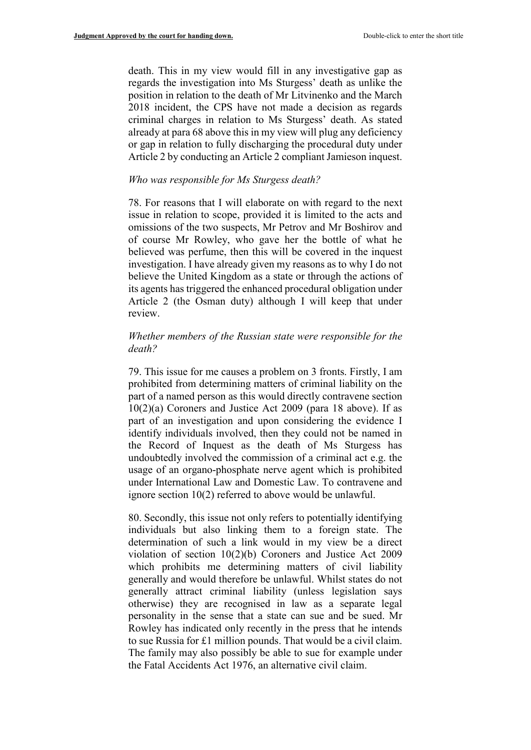death. This in my view would fill in any investigative gap as regards the investigation into Ms Sturgess' death as unlike the position in relation to the death of Mr Litvinenko and the March 2018 incident, the CPS have not made a decision as regards criminal charges in relation to Ms Sturgess' death. As stated already at para 68 above this in my view will plug any deficiency or gap in relation to fully discharging the procedural duty under Article 2 by conducting an Article 2 compliant Jamieson inquest.

*Who was responsible for Ms Sturgess death?*

78. For reasons that I will elaborate on with regard to the next issue in relation to scope, provided it is limited to the acts and omissions of the two suspects, Mr Petrov and Mr Boshirov and of course Mr Rowley, who gave her the bottle of what he believed was perfume, then this will be covered in the inquest investigation. I have already given my reasons as to why I do not believe the United Kingdom as a state or through the actions of its agents has triggered the enhanced procedural obligation under Article 2 (the Osman duty) although I will keep that under review.

*Whether members of the Russian state were responsible for the death?*

79. This issue for me causes a problem on 3 fronts. Firstly, I am prohibited from determining matters of criminal liability on the part of a named person as this would directly contravene section 10(2)(a) Coroners and Justice Act 2009 (para 18 above). If as part of an investigation and upon considering the evidence I identify individuals involved, then they could not be named in the Record of Inquest as the death of Ms Sturgess has undoubtedly involved the commission of a criminal act e.g. the usage of an organo-phosphate nerve agent which is prohibited under International Law and Domestic Law. To contravene and ignore section 10(2) referred to above would be unlawful.

80. Secondly, this issue not only refers to potentially identifying individuals but also linking them to a foreign state. The determination of such a link would in my view be a direct violation of section 10(2)(b) Coroners and Justice Act 2009 which prohibits me determining matters of civil liability generally and would therefore be unlawful. Whilst states do not generally attract criminal liability (unless legislation says otherwise) they are recognised in law as a separate legal personality in the sense that a state can sue and be sued. Mr Rowley has indicated only recently in the press that he intends to sue Russia for £1 million pounds. That would be a civil claim. The family may also possibly be able to sue for example under the Fatal Accidents Act 1976, an alternative civil claim.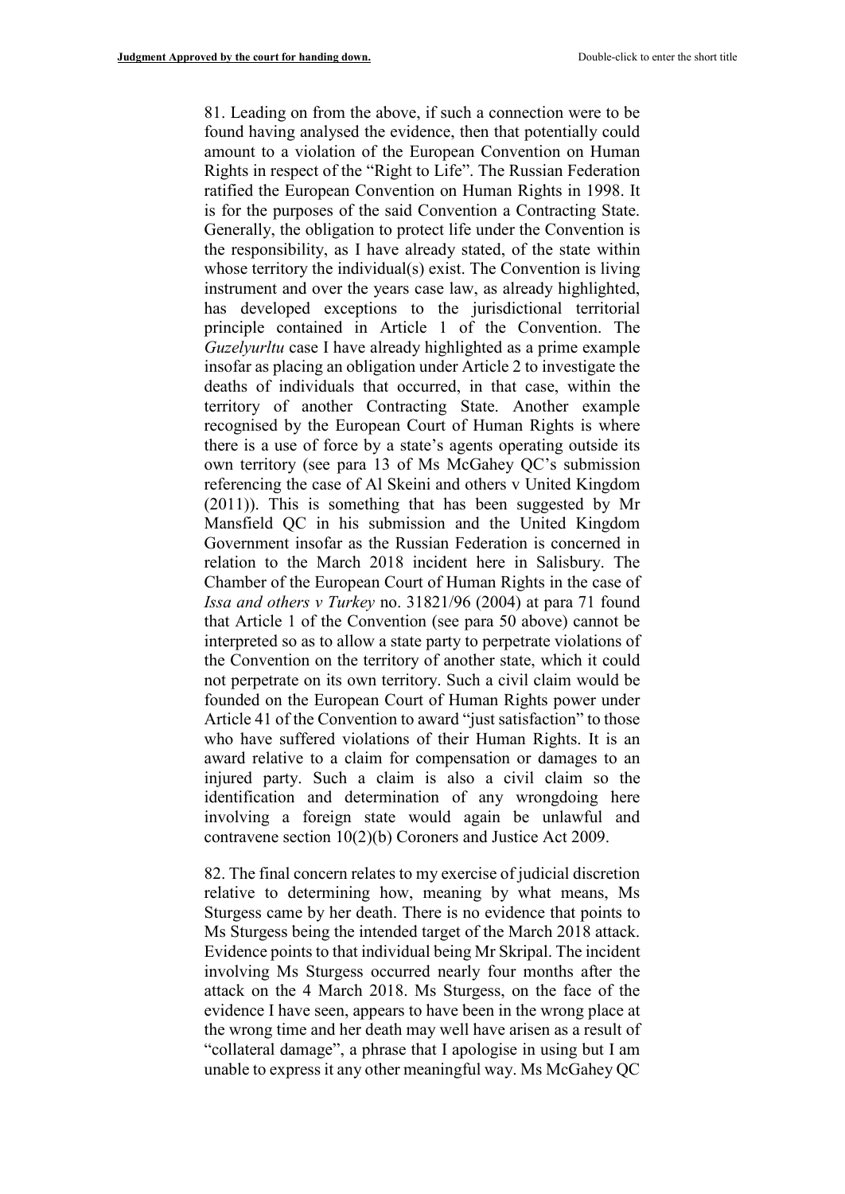81. Leading on from the above, if such a connection were to be found having analysed the evidence, then that potentially could amount to a violation of the European Convention on Human Rights in respect of the "Right to Life". The Russian Federation ratified the European Convention on Human Rights in 1998. It is for the purposes of the said Convention a Contracting State. Generally, the obligation to protect life under the Convention is the responsibility, as I have already stated, of the state within whose territory the individual(s) exist. The Convention is living instrument and over the years case law, as already highlighted, has developed exceptions to the jurisdictional territorial principle contained in Article 1 of the Convention. The *Guzelyurltu* case I have already highlighted as a prime example insofar as placing an obligation under Article 2 to investigate the deaths of individuals that occurred, in that case, within the territory of another Contracting State. Another example recognised by the European Court of Human Rights is where there is a use of force by a state's agents operating outside its own territory (see para 13 of Ms McGahey QC's submission referencing the case of Al Skeini and others v United Kingdom (2011)). This is something that has been suggested by Mr Mansfield QC in his submission and the United Kingdom Government insofar as the Russian Federation is concerned in relation to the March 2018 incident here in Salisbury. The Chamber of the European Court of Human Rights in the case of *Issa and others v Turkey* no. 31821/96 (2004) at para 71 found that Article 1 of the Convention (see para 50 above) cannot be interpreted so as to allow a state party to perpetrate violations of the Convention on the territory of another state, which it could not perpetrate on its own territory. Such a civil claim would be founded on the European Court of Human Rights power under Article 41 of the Convention to award "just satisfaction" to those who have suffered violations of their Human Rights. It is an award relative to a claim for compensation or damages to an injured party. Such a claim is also a civil claim so the identification and determination of any wrongdoing here involving a foreign state would again be unlawful and contravene section 10(2)(b) Coroners and Justice Act 2009.

82. The final concern relates to my exercise of judicial discretion relative to determining how, meaning by what means, Ms Sturgess came by her death. There is no evidence that points to Ms Sturgess being the intended target of the March 2018 attack. Evidence points to that individual being Mr Skripal. The incident involving Ms Sturgess occurred nearly four months after the attack on the 4 March 2018. Ms Sturgess, on the face of the evidence I have seen, appears to have been in the wrong place at the wrong time and her death may well have arisen as a result of "collateral damage", a phrase that I apologise in using but I am unable to express it any other meaningful way. Ms McGahey QC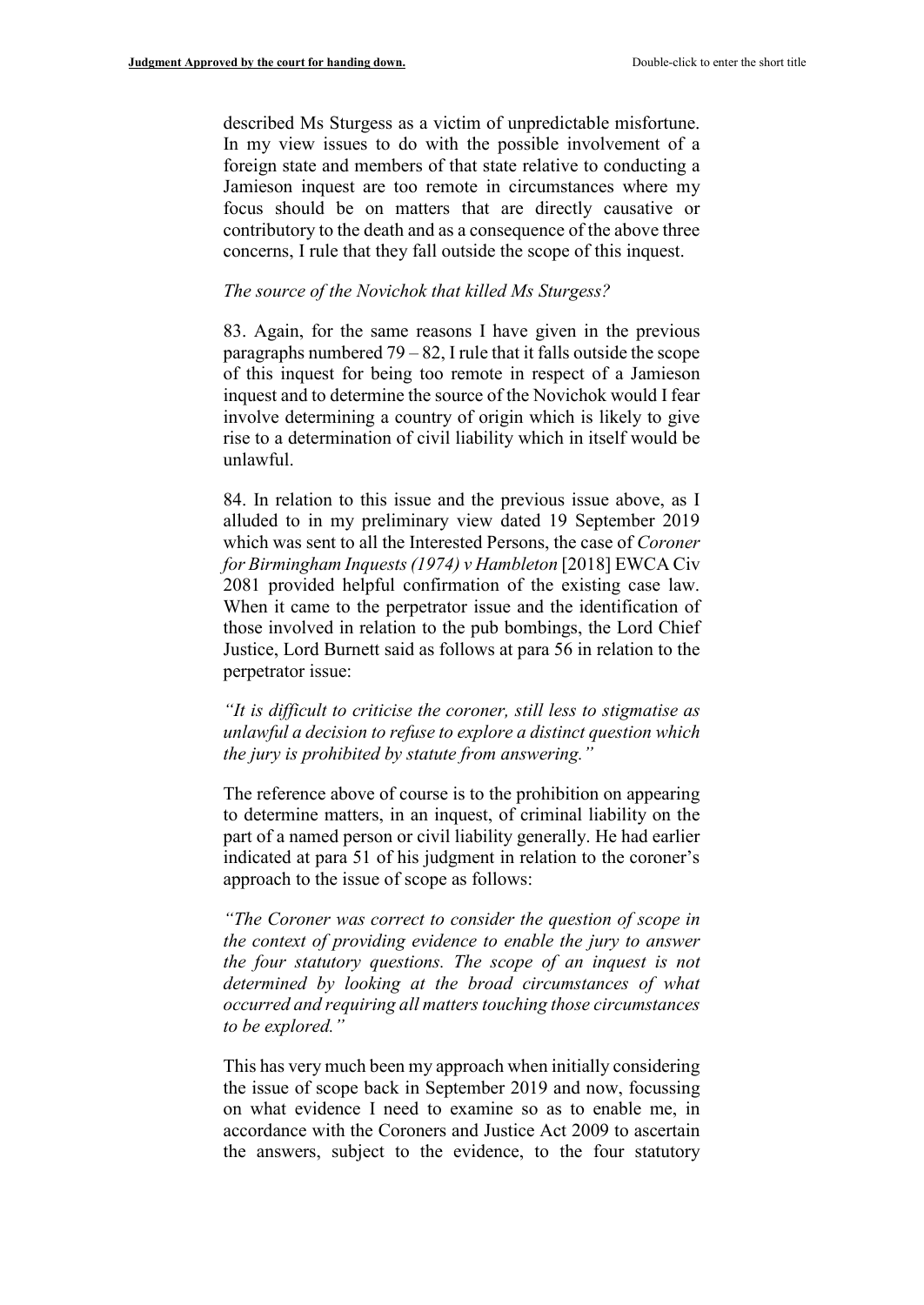described Ms Sturgess as a victim of unpredictable misfortune. In my view issues to do with the possible involvement of a foreign state and members of that state relative to conducting a Jamieson inquest are too remote in circumstances where my focus should be on matters that are directly causative or contributory to the death and as a consequence of the above three concerns, I rule that they fall outside the scope of this inquest.

*The source of the Novichok that killed Ms Sturgess?*

83. Again, for the same reasons I have given in the previous paragraphs numbered 79 – 82, I rule that it falls outside the scope of this inquest for being too remote in respect of a Jamieson inquest and to determine the source of the Novichok would I fear involve determining a country of origin which is likely to give rise to a determination of civil liability which in itself would be unlawful.

84. In relation to this issue and the previous issue above, as I alluded to in my preliminary view dated 19 September 2019 which was sent to all the Interested Persons, the case of *Coroner for Birmingham Inquests (1974) v Hambleton* [2018] EWCA Civ 2081 provided helpful confirmation of the existing case law. When it came to the perpetrator issue and the identification of those involved in relation to the pub bombings, the Lord Chief Justice, Lord Burnett said as follows at para 56 in relation to the perpetrator issue:

*"It is difficult to criticise the coroner, still less to stigmatise as unlawful a decision to refuse to explore a distinct question which the jury is prohibited by statute from answering."*

The reference above of course is to the prohibition on appearing to determine matters, in an inquest, of criminal liability on the part of a named person or civil liability generally. He had earlier indicated at para 51 of his judgment in relation to the coroner's approach to the issue of scope as follows:

*"The Coroner was correct to consider the question of scope in the context of providing evidence to enable the jury to answer the four statutory questions. The scope of an inquest is not determined by looking at the broad circumstances of what occurred and requiring all matters touching those circumstances to be explored."*

This has very much been my approach when initially considering the issue of scope back in September 2019 and now, focussing on what evidence I need to examine so as to enable me, in accordance with the Coroners and Justice Act 2009 to ascertain the answers, subject to the evidence, to the four statutory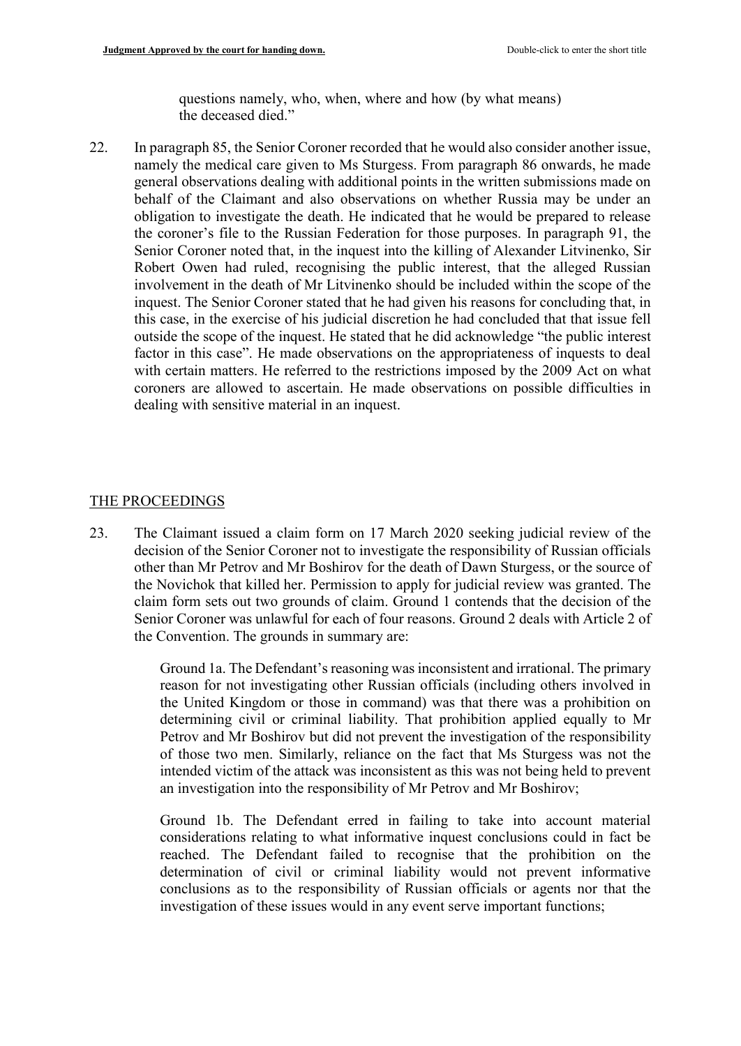questions namely, who, when, where and how (by what means) the deceased died."

22. In paragraph 85, the Senior Coroner recorded that he would also consider another issue, namely the medical care given to Ms Sturgess. From paragraph 86 onwards, he made general observations dealing with additional points in the written submissions made on behalf of the Claimant and also observations on whether Russia may be under an obligation to investigate the death. He indicated that he would be prepared to release the coroner's file to the Russian Federation for those purposes. In paragraph 91, the Senior Coroner noted that, in the inquest into the killing of Alexander Litvinenko, Sir Robert Owen had ruled, recognising the public interest, that the alleged Russian involvement in the death of Mr Litvinenko should be included within the scope of the inquest. The Senior Coroner stated that he had given his reasons for concluding that, in this case, in the exercise of his judicial discretion he had concluded that that issue fell outside the scope of the inquest. He stated that he did acknowledge "the public interest factor in this case". He made observations on the appropriateness of inquests to deal with certain matters. He referred to the restrictions imposed by the 2009 Act on what coroners are allowed to ascertain. He made observations on possible difficulties in dealing with sensitive material in an inquest.

## THE PROCEEDINGS

23. The Claimant issued a claim form on 17 March 2020 seeking judicial review of the decision of the Senior Coroner not to investigate the responsibility of Russian officials other than Mr Petrov and Mr Boshirov for the death of Dawn Sturgess, or the source of the Novichok that killed her. Permission to apply for judicial review was granted. The claim form sets out two grounds of claim. Ground 1 contends that the decision of the Senior Coroner was unlawful for each of four reasons. Ground 2 deals with Article 2 of the Convention. The grounds in summary are:

    Ground 1a. The Defendant's reasoning was inconsistent and irrational. The primary reason for not investigating other Russian officials (including others involved in the United Kingdom or those in command) was that there was a prohibition on determining civil or criminal liability. That prohibition applied equally to Mr Petrov and Mr Boshirov but did not prevent the investigation of the responsibility of those two men. Similarly, reliance on the fact that Ms Sturgess was not the intended victim of the attack was inconsistent as this was not being held to prevent an investigation into the responsibility of Mr Petrov and Mr Boshirov;

    Ground 1b. The Defendant erred in failing to take into account material considerations relating to what informative inquest conclusions could in fact be reached. The Defendant failed to recognise that the prohibition on the determination of civil or criminal liability would not prevent informative conclusions as to the responsibility of Russian officials or agents nor that the investigation of these issues would in any event serve important functions;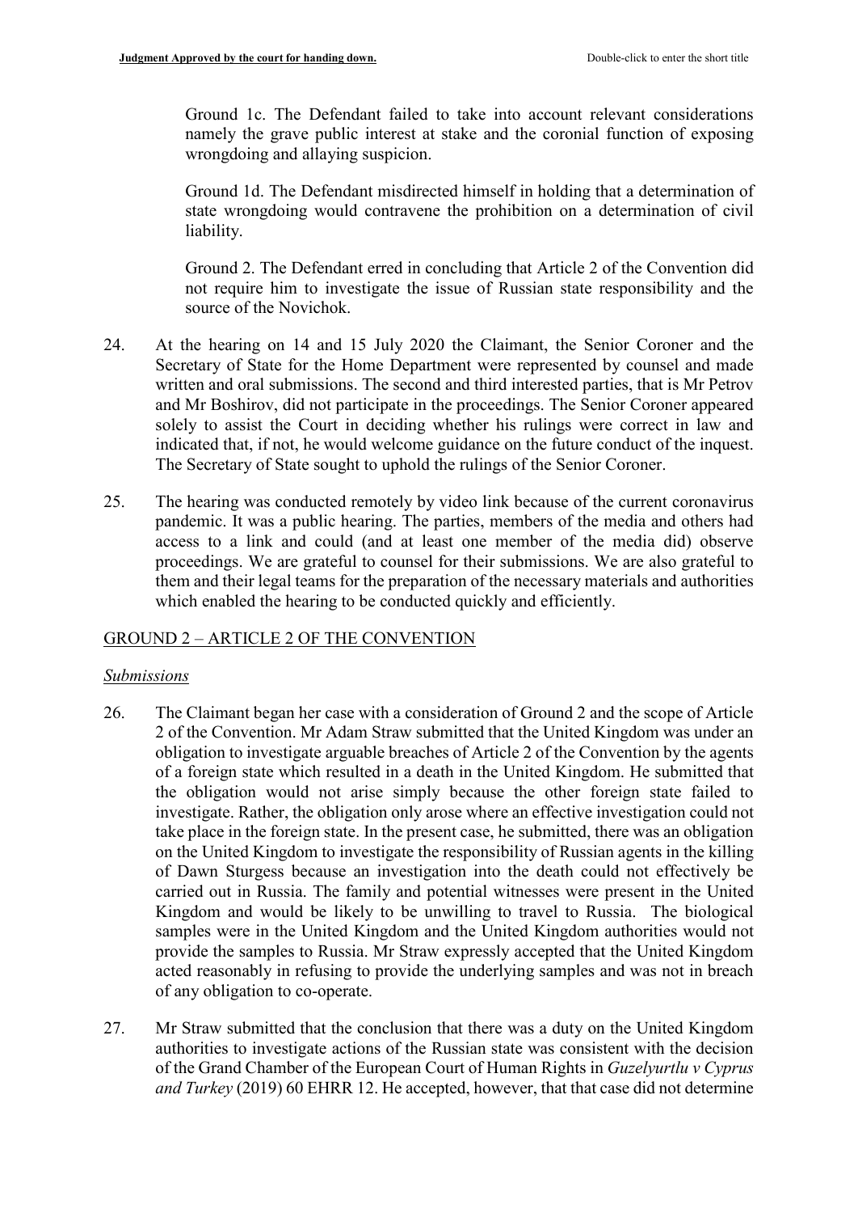Ground 1c. The Defendant failed to take into account relevant considerations namely the grave public interest at stake and the coronial function of exposing wrongdoing and allaying suspicion.

Ground 1d. The Defendant misdirected himself in holding that a determination of state wrongdoing would contravene the prohibition on a determination of civil liability.

Ground 2. The Defendant erred in concluding that Article 2 of the Convention did not require him to investigate the issue of Russian state responsibility and the source of the Novichok.

24. At the hearing on 14 and 15 July 2020 the Claimant, the Senior Coroner and the Secretary of State for the Home Department were represented by counsel and made written and oral submissions. The second and third interested parties, that is Mr Petrov and Mr Boshirov, did not participate in the proceedings. The Senior Coroner appeared solely to assist the Court in deciding whether his rulings were correct in law and indicated that, if not, he would welcome guidance on the future conduct of the inquest. The Secretary of State sought to uphold the rulings of the Senior Coroner.

25. The hearing was conducted remotely by video link because of the current coronavirus pandemic. It was a public hearing. The parties, members of the media and others had access to a link and could (and at least one member of the media did) observe proceedings. We are grateful to counsel for their submissions. We are also grateful to them and their legal teams for the preparation of the necessary materials and authorities which enabled the hearing to be conducted quickly and efficiently.

## GROUND 2 – ARTICLE 2 OF THE CONVENTION

### *Submissions*

26. The Claimant began her case with a consideration of Ground 2 and the scope of Article 2 of the Convention. Mr Adam Straw submitted that the United Kingdom was under an obligation to investigate arguable breaches of Article 2 of the Convention by the agents of a foreign state which resulted in a death in the United Kingdom. He submitted that the obligation would not arise simply because the other foreign state failed to investigate. Rather, the obligation only arose where an effective investigation could not take place in the foreign state. In the present case, he submitted, there was an obligation on the United Kingdom to investigate the responsibility of Russian agents in the killing of Dawn Sturgess because an investigation into the death could not effectively be carried out in Russia. The family and potential witnesses were present in the United Kingdom and would be likely to be unwilling to travel to Russia. The biological samples were in the United Kingdom and the United Kingdom authorities would not provide the samples to Russia. Mr Straw expressly accepted that the United Kingdom acted reasonably in refusing to provide the underlying samples and was not in breach of any obligation to co-operate.

27. Mr Straw submitted that the conclusion that there was a duty on the United Kingdom authorities to investigate actions of the Russian state was consistent with the decision of the Grand Chamber of the European Court of Human Rights in *Guzelyurtlu v Cyprus and Turkey* (2019) 60 EHRR 12. He accepted, however, that that case did not determine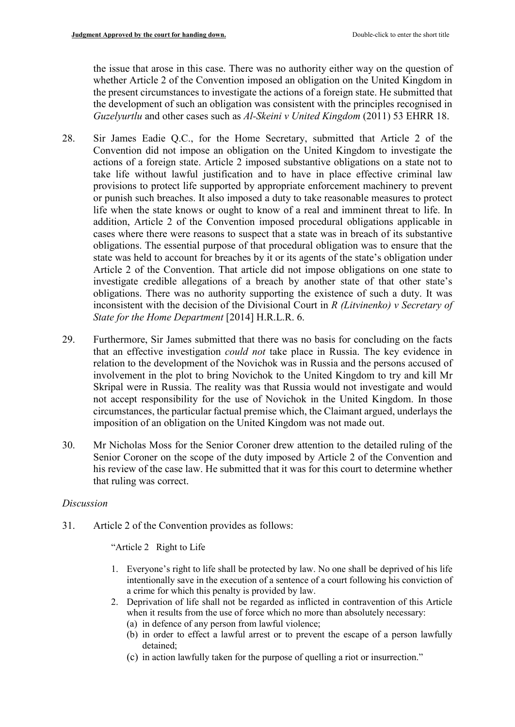the issue that arose in this case. There was no authority either way on the question of whether Article 2 of the Convention imposed an obligation on the United Kingdom in the present circumstances to investigate the actions of a foreign state. He submitted that the development of such an obligation was consistent with the principles recognised in *Guzelyurtlu* and other cases such as *Al-Skeini v United Kingdom* (2011) 53 EHRR 18.

28. Sir James Eadie Q.C., for the Home Secretary, submitted that Article 2 of the Convention did not impose an obligation on the United Kingdom to investigate the actions of a foreign state. Article 2 imposed substantive obligations on a state not to take life without lawful justification and to have in place effective criminal law provisions to protect life supported by appropriate enforcement machinery to prevent or punish such breaches. It also imposed a duty to take reasonable measures to protect life when the state knows or ought to know of a real and imminent threat to life. In addition, Article 2 of the Convention imposed procedural obligations applicable in cases where there were reasons to suspect that a state was in breach of its substantive obligations. The essential purpose of that procedural obligation was to ensure that the state was held to account for breaches by it or its agents of the state's obligation under Article 2 of the Convention. That article did not impose obligations on one state to investigate credible allegations of a breach by another state of that other state's obligations. There was no authority supporting the existence of such a duty. It was inconsistent with the decision of the Divisional Court in *R (Litvinenko) v Secretary of State for the Home Department* [2014] H.R.L.R. 6.

29. Furthermore, Sir James submitted that there was no basis for concluding on the facts that an effective investigation *could not* take place in Russia. The key evidence in relation to the development of the Novichok was in Russia and the persons accused of involvement in the plot to bring Novichok to the United Kingdom to try and kill Mr Skripal were in Russia. The reality was that Russia would not investigate and would not accept responsibility for the use of Novichok in the United Kingdom. In those circumstances, the particular factual premise which, the Claimant argued, underlays the imposition of an obligation on the United Kingdom was not made out.

30. Mr Nicholas Moss for the Senior Coroner drew attention to the detailed ruling of the Senior Coroner on the scope of the duty imposed by Article 2 of the Convention and his review of the case law. He submitted that it was for this court to determine whether that ruling was correct.

*Discussion*

31. Article 2 of the Convention provides as follows:

"Article 2 Right to Life

1. Everyone's right to life shall be protected by law. No one shall be deprived of his life intentionally save in the execution of a sentence of a court following his conviction of a crime for which this penalty is provided by law.
2. Deprivation of life shall not be regarded as inflicted in contravention of this Article when it results from the use of force which no more than absolutely necessary:
   (a) in defence of any person from lawful violence;
   (b) in order to effect a lawful arrest or to prevent the escape of a person lawfully detained;
   (c) in action lawfully taken for the purpose of quelling a riot or insurrection."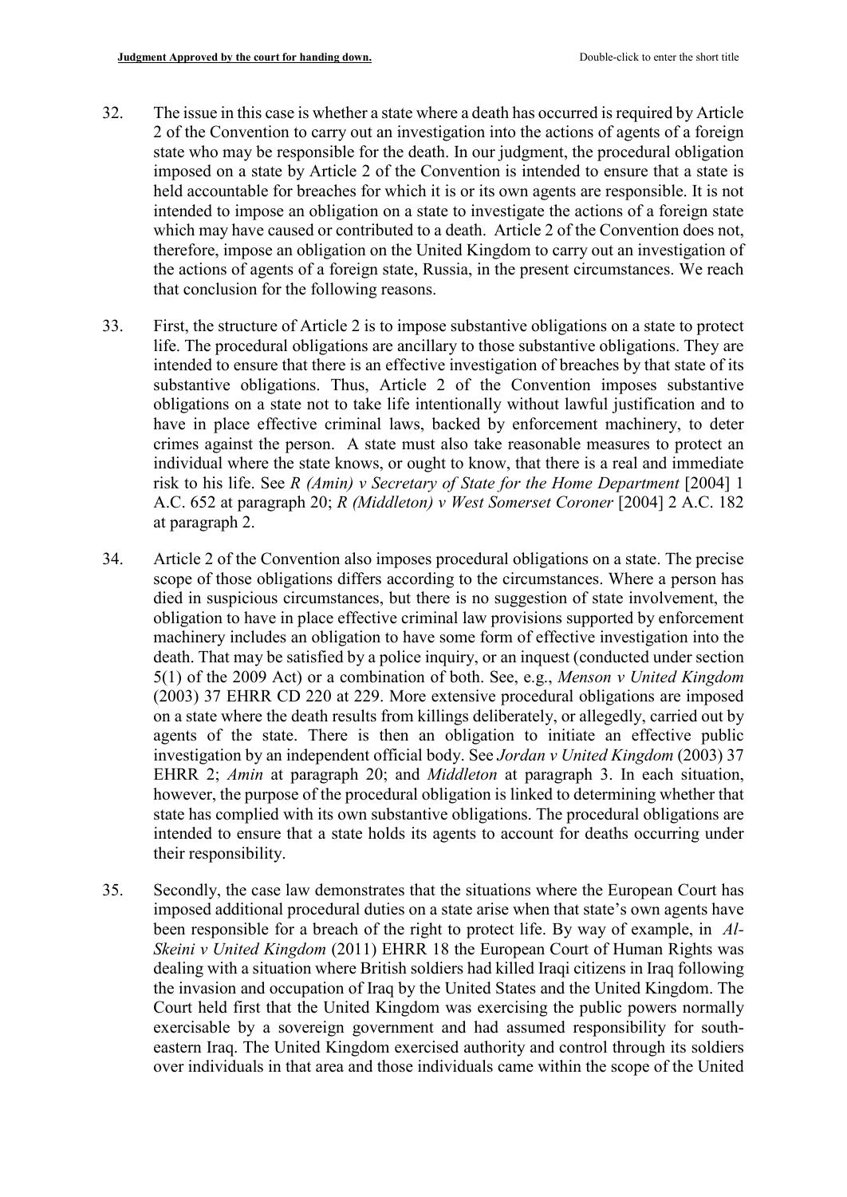32. The issue in this case is whether a state where a death has occurred is required by Article 2 of the Convention to carry out an investigation into the actions of agents of a foreign state who may be responsible for the death. In our judgment, the procedural obligation imposed on a state by Article 2 of the Convention is intended to ensure that a state is held accountable for breaches for which it is or its own agents are responsible. It is not intended to impose an obligation on a state to investigate the actions of a foreign state which may have caused or contributed to a death. Article 2 of the Convention does not, therefore, impose an obligation on the United Kingdom to carry out an investigation of the actions of agents of a foreign state, Russia, in the present circumstances. We reach that conclusion for the following reasons.

33. First, the structure of Article 2 is to impose substantive obligations on a state to protect life. The procedural obligations are ancillary to those substantive obligations. They are intended to ensure that there is an effective investigation of breaches by that state of its substantive obligations. Thus, Article 2 of the Convention imposes substantive obligations on a state not to take life intentionally without lawful justification and to have in place effective criminal laws, backed by enforcement machinery, to deter crimes against the person. A state must also take reasonable measures to protect an individual where the state knows, or ought to know, that there is a real and immediate risk to his life. See *R (Amin) v Secretary of State for the Home Department* [2004] 1 A.C. 652 at paragraph 20; *R (Middleton) v West Somerset Coroner* [2004] 2 A.C. 182 at paragraph 2.

34. Article 2 of the Convention also imposes procedural obligations on a state. The precise scope of those obligations differs according to the circumstances. Where a person has died in suspicious circumstances, but there is no suggestion of state involvement, the obligation to have in place effective criminal law provisions supported by enforcement machinery includes an obligation to have some form of effective investigation into the death. That may be satisfied by a police inquiry, or an inquest (conducted under section 5(1) of the 2009 Act) or a combination of both. See, e.g., *Menson v United Kingdom* (2003) 37 EHRR CD 220 at 229. More extensive procedural obligations are imposed on a state where the death results from killings deliberately, or allegedly, carried out by agents of the state. There is then an obligation to initiate an effective public investigation by an independent official body. See *Jordan v United Kingdom* (2003) 37 EHRR 2; *Amin* at paragraph 20; and *Middleton* at paragraph 3. In each situation, however, the purpose of the procedural obligation is linked to determining whether that state has complied with its own substantive obligations. The procedural obligations are intended to ensure that a state holds its agents to account for deaths occurring under their responsibility.

35. Secondly, the case law demonstrates that the situations where the European Court has imposed additional procedural duties on a state arise when that state's own agents have been responsible for a breach of the right to protect life. By way of example, in *Al-Skeini v United Kingdom* (2011) EHRR 18 the European Court of Human Rights was dealing with a situation where British soldiers had killed Iraqi citizens in Iraq following the invasion and occupation of Iraq by the United States and the United Kingdom. The Court held first that the United Kingdom was exercising the public powers normally exercisable by a sovereign government and had assumed responsibility for south-eastern Iraq. The United Kingdom exercised authority and control through its soldiers over individuals in that area and those individuals came within the scope of the United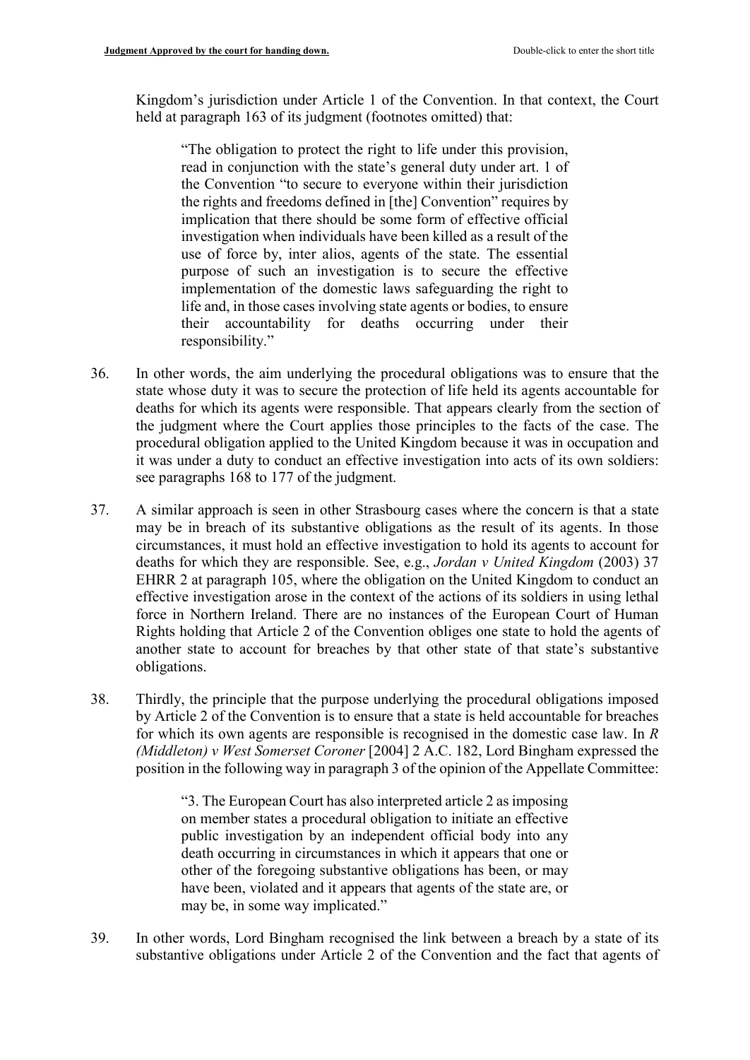Kingdom's jurisdiction under Article 1 of the Convention. In that context, the Court held at paragraph 163 of its judgment (footnotes omitted) that:

> "The obligation to protect the right to life under this provision, read in conjunction with the state's general duty under art. 1 of the Convention "to secure to everyone within their jurisdiction the rights and freedoms defined in [the] Convention" requires by implication that there should be some form of effective official investigation when individuals have been killed as a result of the use of force by, inter alios, agents of the state. The essential purpose of such an investigation is to secure the effective implementation of the domestic laws safeguarding the right to life and, in those cases involving state agents or bodies, to ensure their accountability for deaths occurring under their responsibility."

36. In other words, the aim underlying the procedural obligations was to ensure that the state whose duty it was to secure the protection of life held its agents accountable for deaths for which its agents were responsible. That appears clearly from the section of the judgment where the Court applies those principles to the facts of the case. The procedural obligation applied to the United Kingdom because it was in occupation and it was under a duty to conduct an effective investigation into acts of its own soldiers: see paragraphs 168 to 177 of the judgment.

37. A similar approach is seen in other Strasbourg cases where the concern is that a state may be in breach of its substantive obligations as the result of its agents. In those circumstances, it must hold an effective investigation to hold its agents to account for deaths for which they are responsible. See, e.g., *Jordan v United Kingdom* (2003) 37 EHRR 2 at paragraph 105, where the obligation on the United Kingdom to conduct an effective investigation arose in the context of the actions of its soldiers in using lethal force in Northern Ireland. There are no instances of the European Court of Human Rights holding that Article 2 of the Convention obliges one state to hold the agents of another state to account for breaches by that other state of that state's substantive obligations.

38. Thirdly, the principle that the purpose underlying the procedural obligations imposed by Article 2 of the Convention is to ensure that a state is held accountable for breaches for which its own agents are responsible is recognised in the domestic case law. In *R (Middleton) v West Somerset Coroner* [2004] 2 A.C. 182, Lord Bingham expressed the position in the following way in paragraph 3 of the opinion of the Appellate Committee:

> "3. The European Court has also interpreted article 2 as imposing on member states a procedural obligation to initiate an effective public investigation by an independent official body into any death occurring in circumstances in which it appears that one or other of the foregoing substantive obligations has been, or may have been, violated and it appears that agents of the state are, or may be, in some way implicated."

39. In other words, Lord Bingham recognised the link between a breach by a state of its substantive obligations under Article 2 of the Convention and the fact that agents of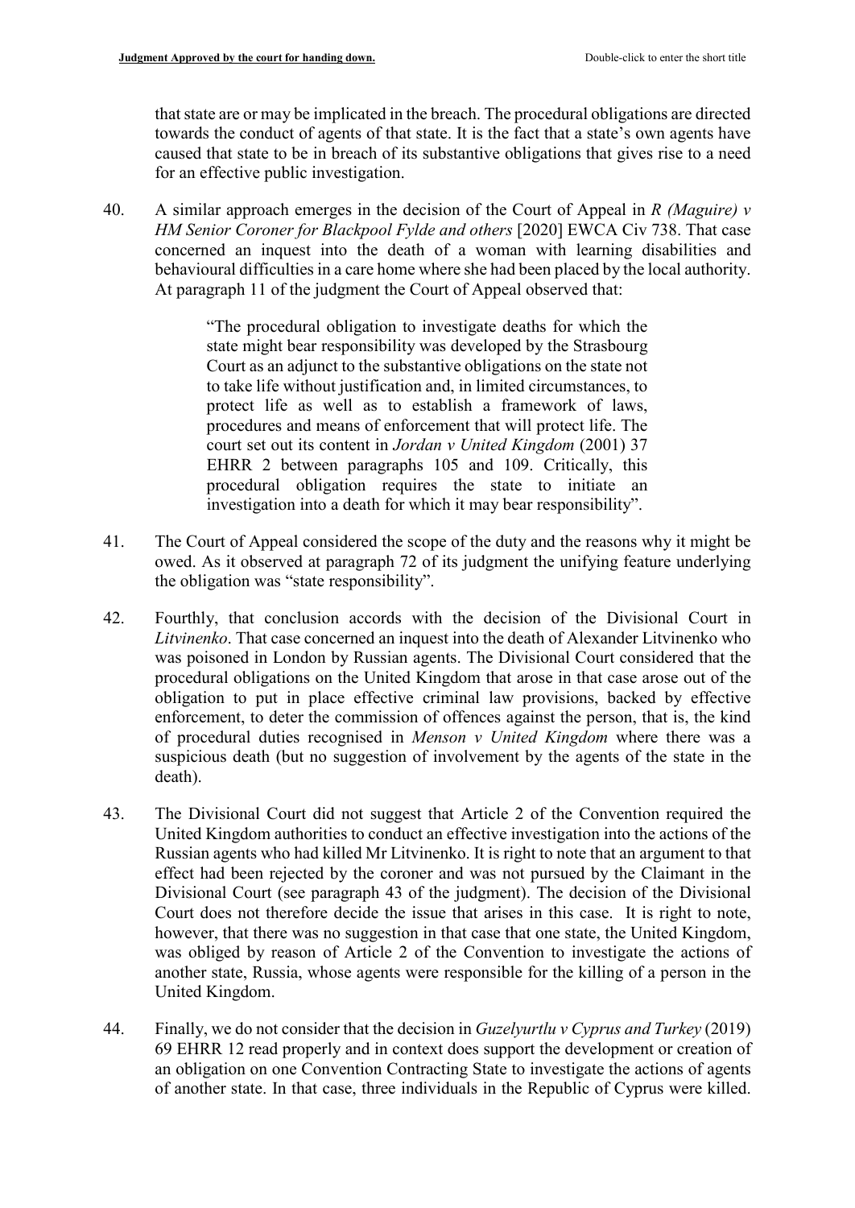that state are or may be implicated in the breach. The procedural obligations are directed towards the conduct of agents of that state. It is the fact that a state's own agents have caused that state to be in breach of its substantive obligations that gives rise to a need for an effective public investigation.

40. A similar approach emerges in the decision of the Court of Appeal in *R (Maguire) v HM Senior Coroner for Blackpool Fylde and others* [2020] EWCA Civ 738. That case concerned an inquest into the death of a woman with learning disabilities and behavioural difficulties in a care home where she had been placed by the local authority. At paragraph 11 of the judgment the Court of Appeal observed that:

> "The procedural obligation to investigate deaths for which the state might bear responsibility was developed by the Strasbourg Court as an adjunct to the substantive obligations on the state not to take life without justification and, in limited circumstances, to protect life as well as to establish a framework of laws, procedures and means of enforcement that will protect life. The court set out its content in *Jordan v United Kingdom* (2001) 37 EHRR 2 between paragraphs 105 and 109. Critically, this procedural obligation requires the state to initiate an investigation into a death for which it may bear responsibility".

41. The Court of Appeal considered the scope of the duty and the reasons why it might be owed. As it observed at paragraph 72 of its judgment the unifying feature underlying the obligation was "state responsibility".

42. Fourthly, that conclusion accords with the decision of the Divisional Court in *Litvinenko*. That case concerned an inquest into the death of Alexander Litvinenko who was poisoned in London by Russian agents. The Divisional Court considered that the procedural obligations on the United Kingdom that arose in that case arose out of the obligation to put in place effective criminal law provisions, backed by effective enforcement, to deter the commission of offences against the person, that is, the kind of procedural duties recognised in *Menson v United Kingdom* where there was a suspicious death (but no suggestion of involvement by the agents of the state in the death).

43. The Divisional Court did not suggest that Article 2 of the Convention required the United Kingdom authorities to conduct an effective investigation into the actions of the Russian agents who had killed Mr Litvinenko. It is right to note that an argument to that effect had been rejected by the coroner and was not pursued by the Claimant in the Divisional Court (see paragraph 43 of the judgment). The decision of the Divisional Court does not therefore decide the issue that arises in this case. It is right to note, however, that there was no suggestion in that case that one state, the United Kingdom, was obliged by reason of Article 2 of the Convention to investigate the actions of another state, Russia, whose agents were responsible for the killing of a person in the United Kingdom.

44. Finally, we do not consider that the decision in *Guzelyurtlu v Cyprus and Turkey* (2019) 69 EHRR 12 read properly and in context does support the development or creation of an obligation on one Convention Contracting State to investigate the actions of agents of another state. In that case, three individuals in the Republic of Cyprus were killed.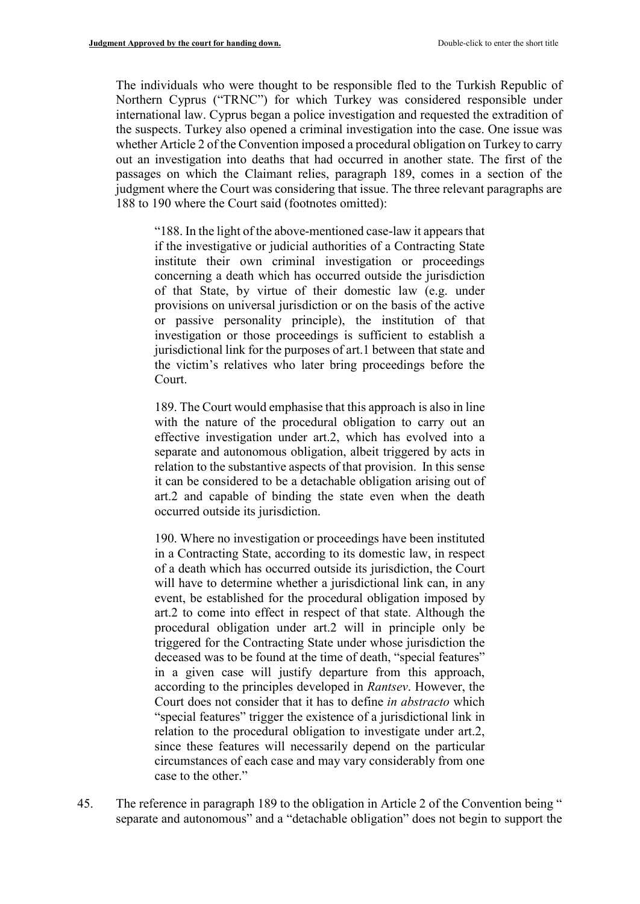The individuals who were thought to be responsible fled to the Turkish Republic of Northern Cyprus ("TRNC") for which Turkey was considered responsible under international law. Cyprus began a police investigation and requested the extradition of the suspects. Turkey also opened a criminal investigation into the case. One issue was whether Article 2 of the Convention imposed a procedural obligation on Turkey to carry out an investigation into deaths that had occurred in another state. The first of the passages on which the Claimant relies, paragraph 189, comes in a section of the judgment where the Court was considering that issue. The three relevant paragraphs are 188 to 190 where the Court said (footnotes omitted):

> "188. In the light of the above-mentioned case-law it appears that if the investigative or judicial authorities of a Contracting State institute their own criminal investigation or proceedings concerning a death which has occurred outside the jurisdiction of that State, by virtue of their domestic law (e.g. under provisions on universal jurisdiction or on the basis of the active or passive personality principle), the institution of that investigation or those proceedings is sufficient to establish a jurisdictional link for the purposes of art.1 between that state and the victim's relatives who later bring proceedings before the Court.
>
> 189. The Court would emphasise that this approach is also in line with the nature of the procedural obligation to carry out an effective investigation under art.2, which has evolved into a separate and autonomous obligation, albeit triggered by acts in relation to the substantive aspects of that provision. In this sense it can be considered to be a detachable obligation arising out of art.2 and capable of binding the state even when the death occurred outside its jurisdiction.
>
> 190. Where no investigation or proceedings have been instituted in a Contracting State, according to its domestic law, in respect of a death which has occurred outside its jurisdiction, the Court will have to determine whether a jurisdictional link can, in any event, be established for the procedural obligation imposed by art.2 to come into effect in respect of that state. Although the procedural obligation under art.2 will in principle only be triggered for the Contracting State under whose jurisdiction the deceased was to be found at the time of death, "special features" in a given case will justify departure from this approach, according to the principles developed in *Rantsev*. However, the Court does not consider that it has to define *in abstracto* which "special features" trigger the existence of a jurisdictional link in relation to the procedural obligation to investigate under art.2, since these features will necessarily depend on the particular circumstances of each case and may vary considerably from one case to the other."

45. The reference in paragraph 189 to the obligation in Article 2 of the Convention being " separate and autonomous" and a "detachable obligation" does not begin to support the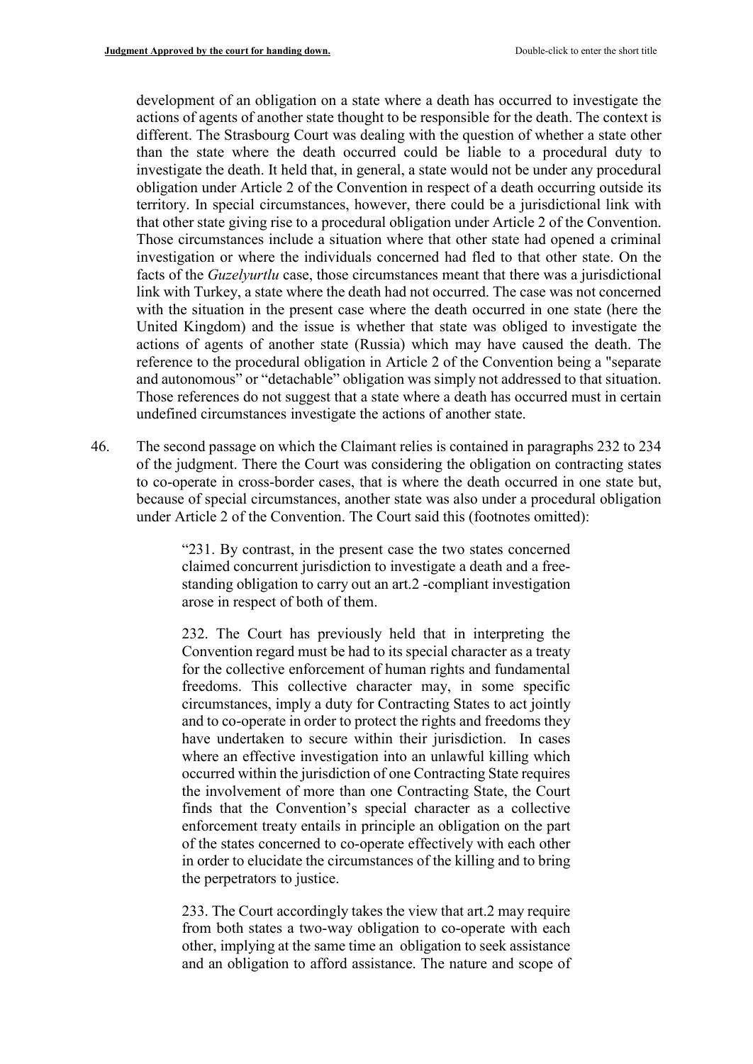development of an obligation on a state where a death has occurred to investigate the actions of agents of another state thought to be responsible for the death. The context is different. The Strasbourg Court was dealing with the question of whether a state other than the state where the death occurred could be liable to a procedural duty to investigate the death. It held that, in general, a state would not be under any procedural obligation under Article 2 of the Convention in respect of a death occurring outside its territory. In special circumstances, however, there could be a jurisdictional link with that other state giving rise to a procedural obligation under Article 2 of the Convention. Those circumstances include a situation where that other state had opened a criminal investigation or where the individuals concerned had fled to that other state. On the facts of the *Guzelyurtlu* case, those circumstances meant that there was a jurisdictional link with Turkey, a state where the death had not occurred. The case was not concerned with the situation in the present case where the death occurred in one state (here the United Kingdom) and the issue is whether that state was obliged to investigate the actions of agents of another state (Russia) which may have caused the death. The reference to the procedural obligation in Article 2 of the Convention being a "separate and autonomous" or "detachable" obligation was simply not addressed to that situation. Those references do not suggest that a state where a death has occurred must in certain undefined circumstances investigate the actions of another state.

46. The second passage on which the Claimant relies is contained in paragraphs 232 to 234 of the judgment. There the Court was considering the obligation on contracting states to co-operate in cross-border cases, that is where the death occurred in one state but, because of special circumstances, another state was also under a procedural obligation under Article 2 of the Convention. The Court said this (footnotes omitted):

> "231. By contrast, in the present case the two states concerned claimed concurrent jurisdiction to investigate a death and a free-standing obligation to carry out an art.2 -compliant investigation arose in respect of both of them.
>
> 232. The Court has previously held that in interpreting the Convention regard must be had to its special character as a treaty for the collective enforcement of human rights and fundamental freedoms. This collective character may, in some specific circumstances, imply a duty for Contracting States to act jointly and to co-operate in order to protect the rights and freedoms they have undertaken to secure within their jurisdiction. In cases where an effective investigation into an unlawful killing which occurred within the jurisdiction of one Contracting State requires the involvement of more than one Contracting State, the Court finds that the Convention's special character as a collective enforcement treaty entails in principle an obligation on the part of the states concerned to co-operate effectively with each other in order to elucidate the circumstances of the killing and to bring the perpetrators to justice.
>
> 233. The Court accordingly takes the view that art.2 may require from both states a two-way obligation to co-operate with each other, implying at the same time an obligation to seek assistance and an obligation to afford assistance. The nature and scope of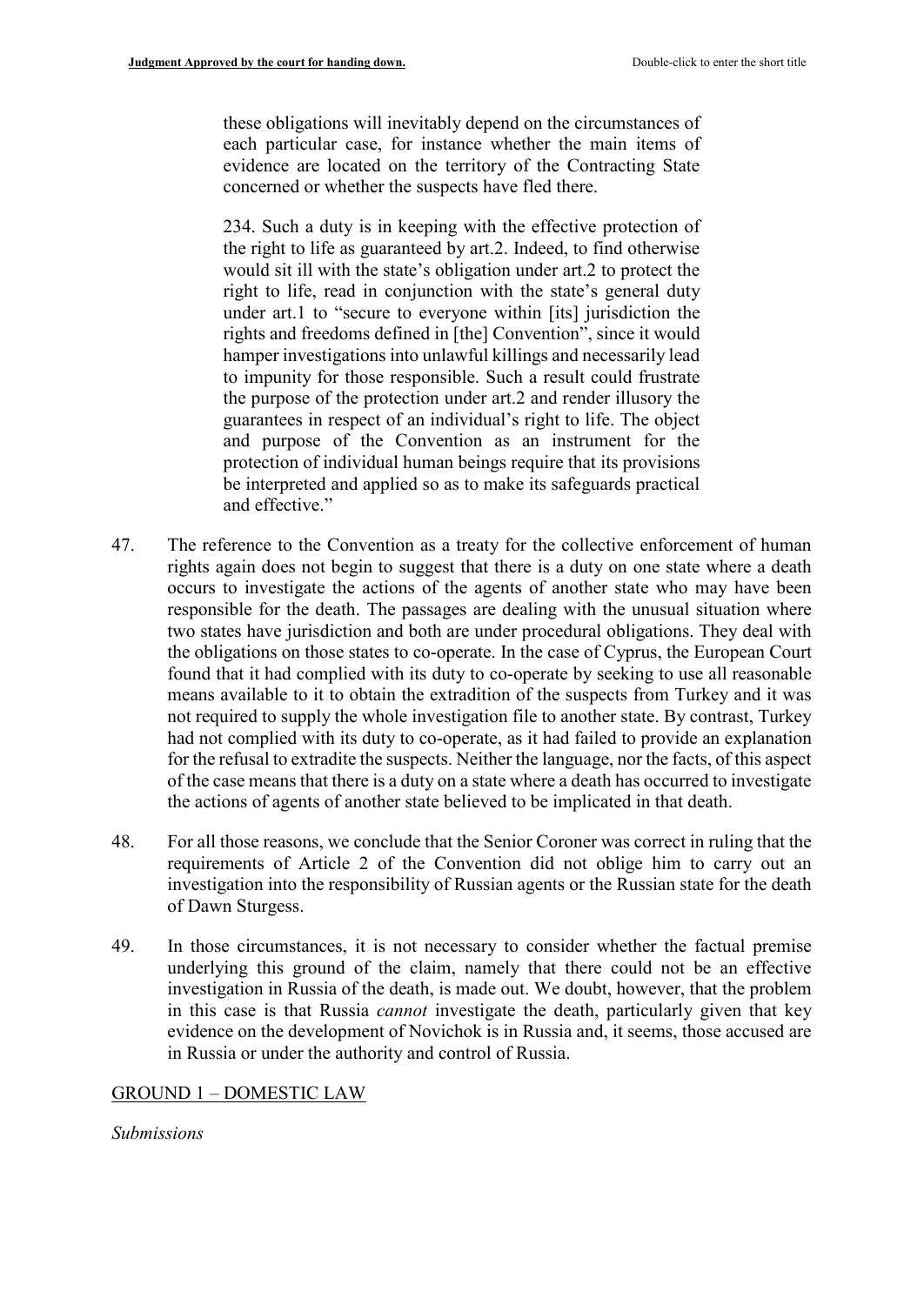these obligations will inevitably depend on the circumstances of each particular case, for instance whether the main items of evidence are located on the territory of the Contracting State concerned or whether the suspects have fled there.

> 234. Such a duty is in keeping with the effective protection of the right to life as guaranteed by art.2. Indeed, to find otherwise would sit ill with the state's obligation under art.2 to protect the right to life, read in conjunction with the state's general duty under art.1 to "secure to everyone within [its] jurisdiction the rights and freedoms defined in [the] Convention", since it would hamper investigations into unlawful killings and necessarily lead to impunity for those responsible. Such a result could frustrate the purpose of the protection under art.2 and render illusory the guarantees in respect of an individual's right to life. The object and purpose of the Convention as an instrument for the protection of individual human beings require that its provisions be interpreted and applied so as to make its safeguards practical and effective."

47. The reference to the Convention as a treaty for the collective enforcement of human rights again does not begin to suggest that there is a duty on one state where a death occurs to investigate the actions of the agents of another state who may have been responsible for the death. The passages are dealing with the unusual situation where two states have jurisdiction and both are under procedural obligations. They deal with the obligations on those states to co-operate. In the case of Cyprus, the European Court found that it had complied with its duty to co-operate by seeking to use all reasonable means available to it to obtain the extradition of the suspects from Turkey and it was not required to supply the whole investigation file to another state. By contrast, Turkey had not complied with its duty to co-operate, as it had failed to provide an explanation for the refusal to extradite the suspects. Neither the language, nor the facts, of this aspect of the case means that there is a duty on a state where a death has occurred to investigate the actions of agents of another state believed to be implicated in that death.

48. For all those reasons, we conclude that the Senior Coroner was correct in ruling that the requirements of Article 2 of the Convention did not oblige him to carry out an investigation into the responsibility of Russian agents or the Russian state for the death of Dawn Sturgess.

49. In those circumstances, it is not necessary to consider whether the factual premise underlying this ground of the claim, namely that there could not be an effective investigation in Russia of the death, is made out. We doubt, however, that the problem in this case is that Russia *cannot* investigate the death, particularly given that key evidence on the development of Novichok is in Russia and, it seems, those accused are in Russia or under the authority and control of Russia.

## GROUND 1 – DOMESTIC LAW

*Submissions*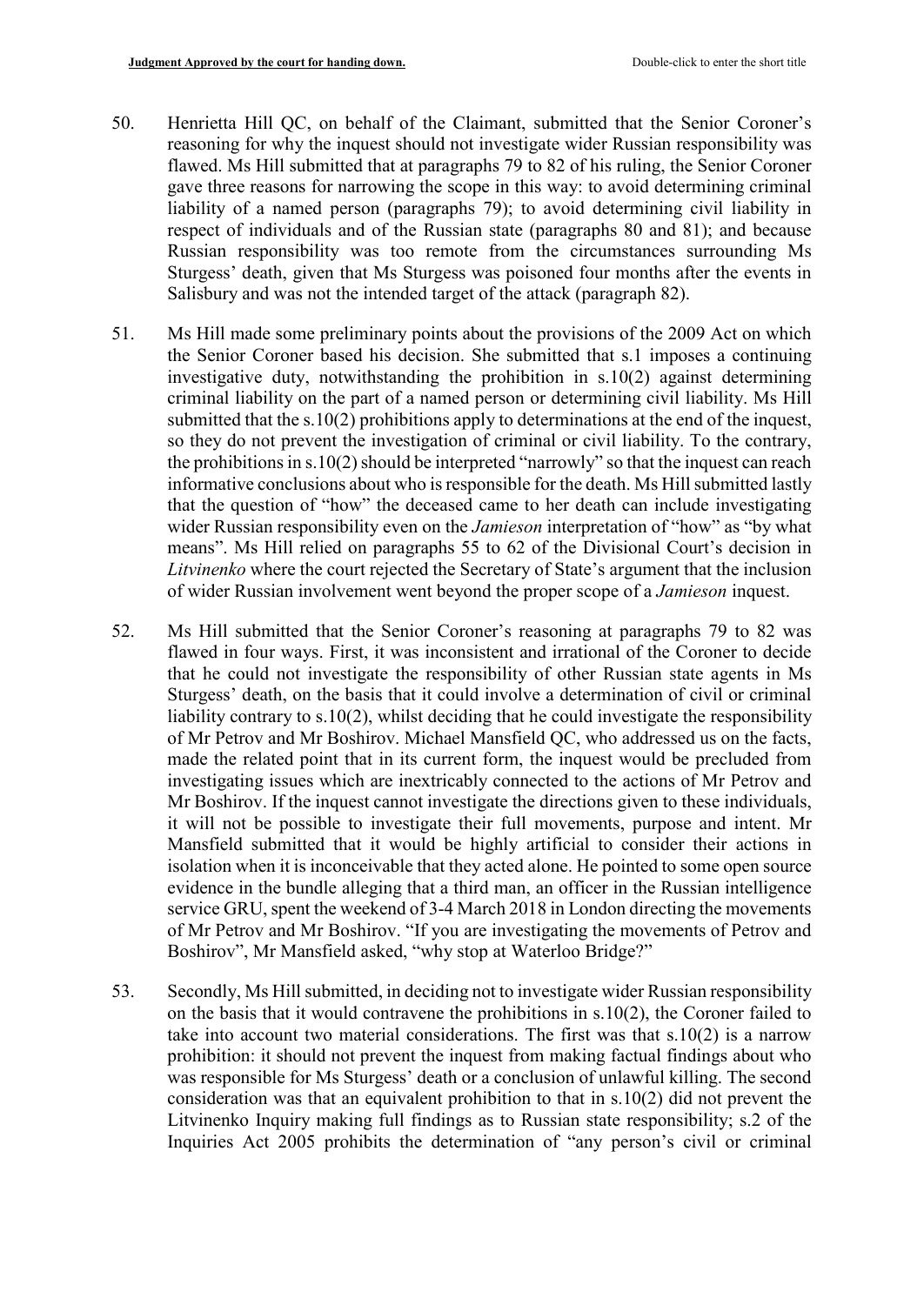50. Henrietta Hill QC, on behalf of the Claimant, submitted that the Senior Coroner's reasoning for why the inquest should not investigate wider Russian responsibility was flawed. Ms Hill submitted that at paragraphs 79 to 82 of his ruling, the Senior Coroner gave three reasons for narrowing the scope in this way: to avoid determining criminal liability of a named person (paragraphs 79); to avoid determining civil liability in respect of individuals and of the Russian state (paragraphs 80 and 81); and because Russian responsibility was too remote from the circumstances surrounding Ms Sturgess' death, given that Ms Sturgess was poisoned four months after the events in Salisbury and was not the intended target of the attack (paragraph 82).

51. Ms Hill made some preliminary points about the provisions of the 2009 Act on which the Senior Coroner based his decision. She submitted that s.1 imposes a continuing investigative duty, notwithstanding the prohibition in s.10(2) against determining criminal liability on the part of a named person or determining civil liability. Ms Hill submitted that the s.10(2) prohibitions apply to determinations at the end of the inquest, so they do not prevent the investigation of criminal or civil liability. To the contrary, the prohibitions in s.10(2) should be interpreted "narrowly" so that the inquest can reach informative conclusions about who is responsible for the death. Ms Hill submitted lastly that the question of "how" the deceased came to her death can include investigating wider Russian responsibility even on the *Jamieson* interpretation of "how" as "by what means". Ms Hill relied on paragraphs 55 to 62 of the Divisional Court's decision in *Litvinenko* where the court rejected the Secretary of State's argument that the inclusion of wider Russian involvement went beyond the proper scope of a *Jamieson* inquest.

52. Ms Hill submitted that the Senior Coroner's reasoning at paragraphs 79 to 82 was flawed in four ways. First, it was inconsistent and irrational of the Coroner to decide that he could not investigate the responsibility of other Russian state agents in Ms Sturgess' death, on the basis that it could involve a determination of civil or criminal liability contrary to s.10(2), whilst deciding that he could investigate the responsibility of Mr Petrov and Mr Boshirov. Michael Mansfield QC, who addressed us on the facts, made the related point that in its current form, the inquest would be precluded from investigating issues which are inextricably connected to the actions of Mr Petrov and Mr Boshirov. If the inquest cannot investigate the directions given to these individuals, it will not be possible to investigate their full movements, purpose and intent. Mr Mansfield submitted that it would be highly artificial to consider their actions in isolation when it is inconceivable that they acted alone. He pointed to some open source evidence in the bundle alleging that a third man, an officer in the Russian intelligence service GRU, spent the weekend of 3-4 March 2018 in London directing the movements of Mr Petrov and Mr Boshirov. "If you are investigating the movements of Petrov and Boshirov", Mr Mansfield asked, "why stop at Waterloo Bridge?"

53. Secondly, Ms Hill submitted, in deciding not to investigate wider Russian responsibility on the basis that it would contravene the prohibitions in s.10(2), the Coroner failed to take into account two material considerations. The first was that s.10(2) is a narrow prohibition: it should not prevent the inquest from making factual findings about who was responsible for Ms Sturgess' death or a conclusion of unlawful killing. The second consideration was that an equivalent prohibition to that in s.10(2) did not prevent the Litvinenko Inquiry making full findings as to Russian state responsibility; s.2 of the Inquiries Act 2005 prohibits the determination of "any person's civil or criminal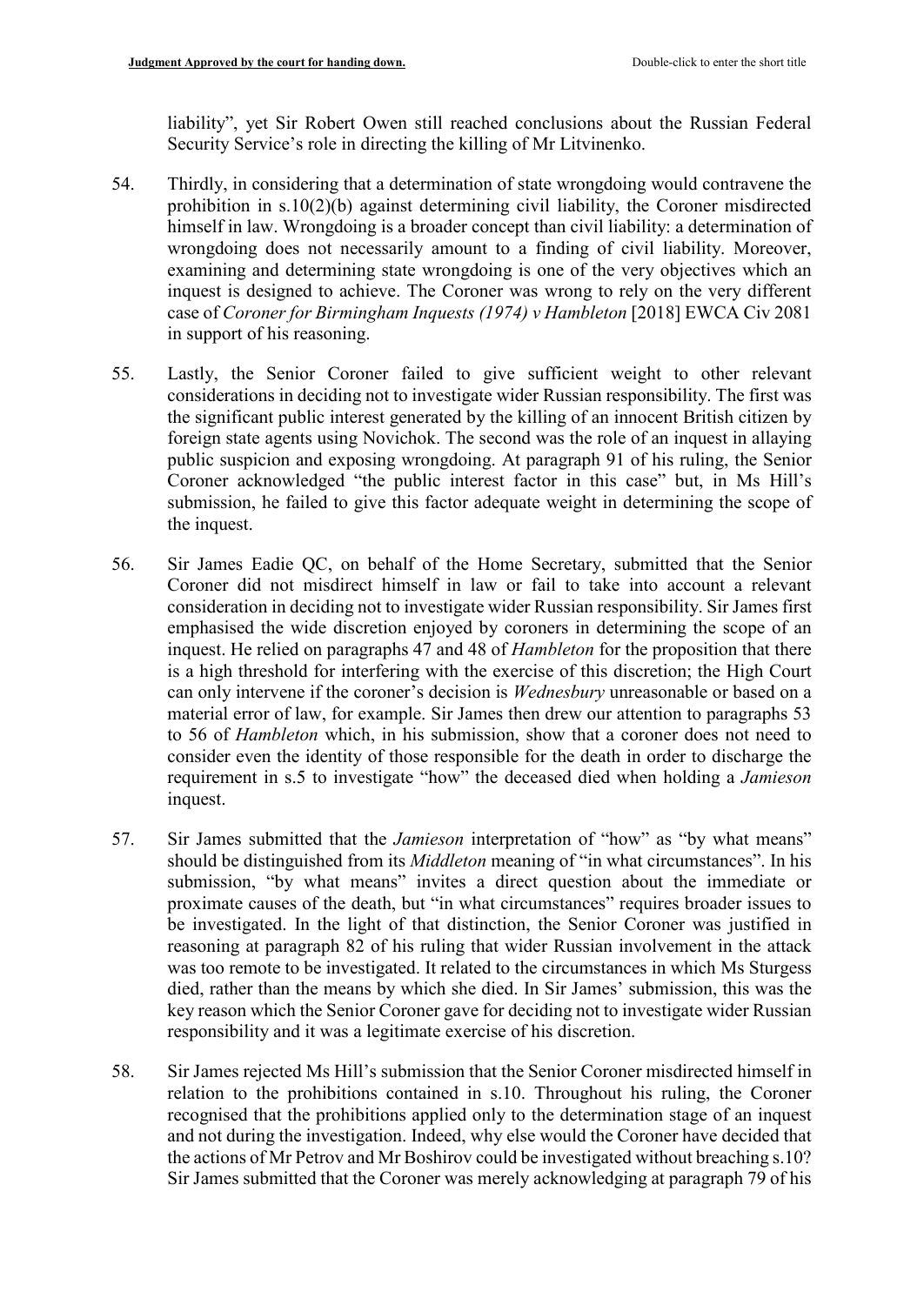liability", yet Sir Robert Owen still reached conclusions about the Russian Federal Security Service's role in directing the killing of Mr Litvinenko.

54. Thirdly, in considering that a determination of state wrongdoing would contravene the prohibition in s.10(2)(b) against determining civil liability, the Coroner misdirected himself in law. Wrongdoing is a broader concept than civil liability: a determination of wrongdoing does not necessarily amount to a finding of civil liability. Moreover, examining and determining state wrongdoing is one of the very objectives which an inquest is designed to achieve. The Coroner was wrong to rely on the very different case of *Coroner for Birmingham Inquests (1974) v Hambleton* [2018] EWCA Civ 2081 in support of his reasoning.

55. Lastly, the Senior Coroner failed to give sufficient weight to other relevant considerations in deciding not to investigate wider Russian responsibility. The first was the significant public interest generated by the killing of an innocent British citizen by foreign state agents using Novichok. The second was the role of an inquest in allaying public suspicion and exposing wrongdoing. At paragraph 91 of his ruling, the Senior Coroner acknowledged "the public interest factor in this case" but, in Ms Hill's submission, he failed to give this factor adequate weight in determining the scope of the inquest.

56. Sir James Eadie QC, on behalf of the Home Secretary, submitted that the Senior Coroner did not misdirect himself in law or fail to take into account a relevant consideration in deciding not to investigate wider Russian responsibility. Sir James first emphasised the wide discretion enjoyed by coroners in determining the scope of an inquest. He relied on paragraphs 47 and 48 of *Hambleton* for the proposition that there is a high threshold for interfering with the exercise of this discretion; the High Court can only intervene if the coroner's decision is *Wednesbury* unreasonable or based on a material error of law, for example. Sir James then drew our attention to paragraphs 53 to 56 of *Hambleton* which, in his submission, show that a coroner does not need to consider even the identity of those responsible for the death in order to discharge the requirement in s.5 to investigate "how" the deceased died when holding a *Jamieson* inquest.

57. Sir James submitted that the *Jamieson* interpretation of "how" as "by what means" should be distinguished from its *Middleton* meaning of "in what circumstances". In his submission, "by what means" invites a direct question about the immediate or proximate causes of the death, but "in what circumstances" requires broader issues to be investigated. In the light of that distinction, the Senior Coroner was justified in reasoning at paragraph 82 of his ruling that wider Russian involvement in the attack was too remote to be investigated. It related to the circumstances in which Ms Sturgess died, rather than the means by which she died. In Sir James' submission, this was the key reason which the Senior Coroner gave for deciding not to investigate wider Russian responsibility and it was a legitimate exercise of his discretion.

58. Sir James rejected Ms Hill's submission that the Senior Coroner misdirected himself in relation to the prohibitions contained in s.10. Throughout his ruling, the Coroner recognised that the prohibitions applied only to the determination stage of an inquest and not during the investigation. Indeed, why else would the Coroner have decided that the actions of Mr Petrov and Mr Boshirov could be investigated without breaching s.10? Sir James submitted that the Coroner was merely acknowledging at paragraph 79 of his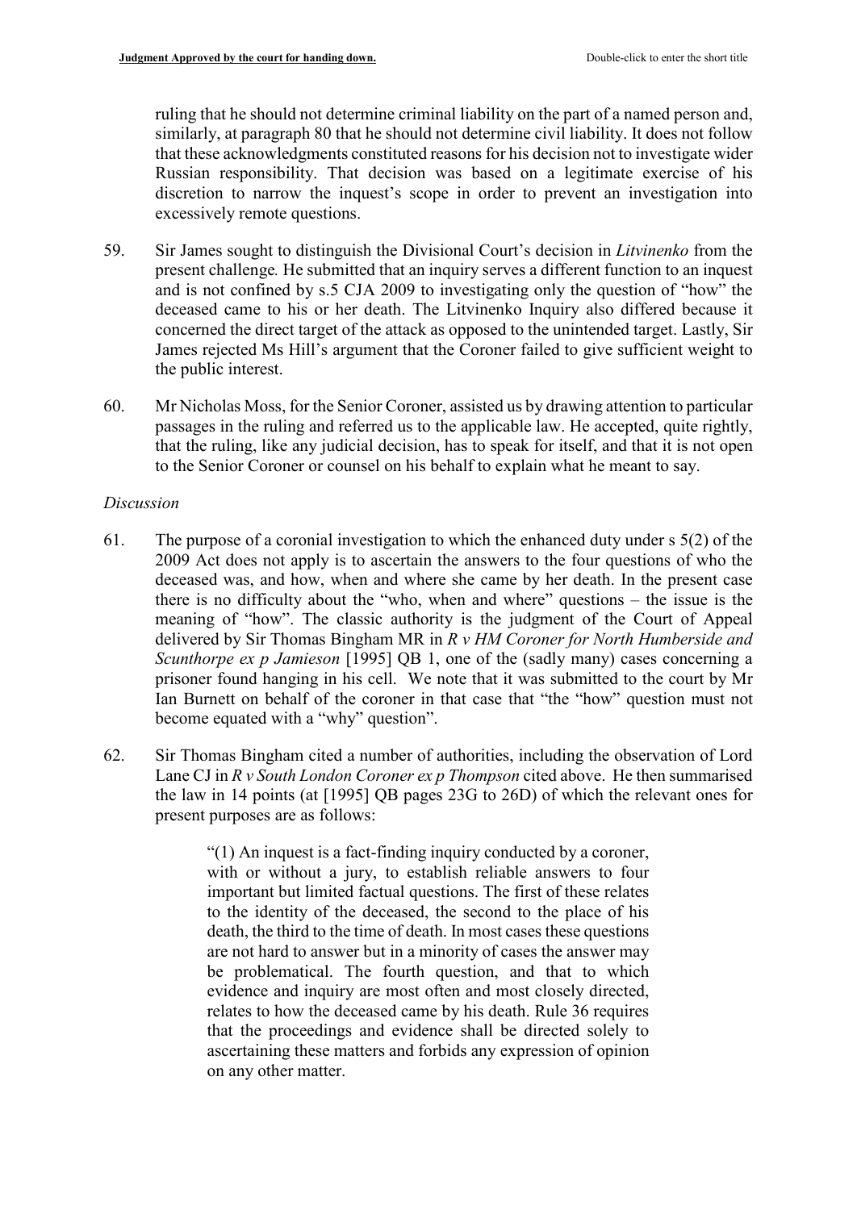ruling that he should not determine criminal liability on the part of a named person and, similarly, at paragraph 80 that he should not determine civil liability. It does not follow that these acknowledgments constituted reasons for his decision not to investigate wider Russian responsibility. That decision was based on a legitimate exercise of his discretion to narrow the inquest's scope in order to prevent an investigation into excessively remote questions.

59. Sir James sought to distinguish the Divisional Court's decision in *Litvinenko* from the present challenge*.* He submitted that an inquiry serves a different function to an inquest and is not confined by s.5 CJA 2009 to investigating only the question of "how" the deceased came to his or her death. The Litvinenko Inquiry also differed because it concerned the direct target of the attack as opposed to the unintended target. Lastly, Sir James rejected Ms Hill's argument that the Coroner failed to give sufficient weight to the public interest.

60. Mr Nicholas Moss, for the Senior Coroner, assisted us by drawing attention to particular passages in the ruling and referred us to the applicable law. He accepted, quite rightly, that the ruling, like any judicial decision, has to speak for itself, and that it is not open to the Senior Coroner or counsel on his behalf to explain what he meant to say.

*Discussion*

61. The purpose of a coronial investigation to which the enhanced duty under s 5(2) of the 2009 Act does not apply is to ascertain the answers to the four questions of who the deceased was, and how, when and where she came by her death. In the present case there is no difficulty about the "who, when and where" questions – the issue is the meaning of "how". The classic authority is the judgment of the Court of Appeal delivered by Sir Thomas Bingham MR in *R v HM Coroner for North Humberside and Scunthorpe ex p Jamieson* [1995] QB 1, one of the (sadly many) cases concerning a prisoner found hanging in his cell. We note that it was submitted to the court by Mr Ian Burnett on behalf of the coroner in that case that "the "how" question must not become equated with a "why" question".

62. Sir Thomas Bingham cited a number of authorities, including the observation of Lord Lane CJ in *R v South London Coroner ex p Thompson* cited above. He then summarised the law in 14 points (at [1995] QB pages 23G to 26D) of which the relevant ones for present purposes are as follows:

> "(1) An inquest is a fact-finding inquiry conducted by a coroner, with or without a jury, to establish reliable answers to four important but limited factual questions. The first of these relates to the identity of the deceased, the second to the place of his death, the third to the time of death. In most cases these questions are not hard to answer but in a minority of cases the answer may be problematical. The fourth question, and that to which evidence and inquiry are most often and most closely directed, relates to how the deceased came by his death. Rule 36 requires that the proceedings and evidence shall be directed solely to ascertaining these matters and forbids any expression of opinion on any other matter.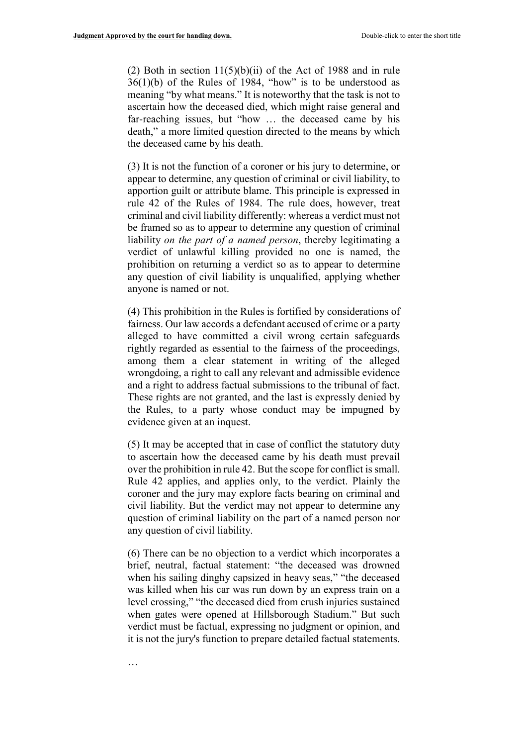(2) Both in section 11(5)(b)(ii) of the Act of 1988 and in rule 36(1)(b) of the Rules of 1984, "how" is to be understood as meaning "by what means." It is noteworthy that the task is not to ascertain how the deceased died, which might raise general and far-reaching issues, but "how … the deceased came by his death," a more limited question directed to the means by which the deceased came by his death.

(3) It is not the function of a coroner or his jury to determine, or appear to determine, any question of criminal or civil liability, to apportion guilt or attribute blame. This principle is expressed in rule 42 of the Rules of 1984. The rule does, however, treat criminal and civil liability differently: whereas a verdict must not be framed so as to appear to determine any question of criminal liability *on the part of a named person*, thereby legitimating a verdict of unlawful killing provided no one is named, the prohibition on returning a verdict so as to appear to determine any question of civil liability is unqualified, applying whether anyone is named or not.

(4) This prohibition in the Rules is fortified by considerations of fairness. Our law accords a defendant accused of crime or a party alleged to have committed a civil wrong certain safeguards rightly regarded as essential to the fairness of the proceedings, among them a clear statement in writing of the alleged wrongdoing, a right to call any relevant and admissible evidence and a right to address factual submissions to the tribunal of fact. These rights are not granted, and the last is expressly denied by the Rules, to a party whose conduct may be impugned by evidence given at an inquest.

(5) It may be accepted that in case of conflict the statutory duty to ascertain how the deceased came by his death must prevail over the prohibition in rule 42. But the scope for conflict is small. Rule 42 applies, and applies only, to the verdict. Plainly the coroner and the jury may explore facts bearing on criminal and civil liability. But the verdict may not appear to determine any question of criminal liability on the part of a named person nor any question of civil liability.

(6) There can be no objection to a verdict which incorporates a brief, neutral, factual statement: "the deceased was drowned when his sailing dinghy capsized in heavy seas," "the deceased was killed when his car was run down by an express train on a level crossing," "the deceased died from crush injuries sustained when gates were opened at Hillsborough Stadium." But such verdict must be factual, expressing no judgment or opinion, and it is not the jury's function to prepare detailed factual statements.

…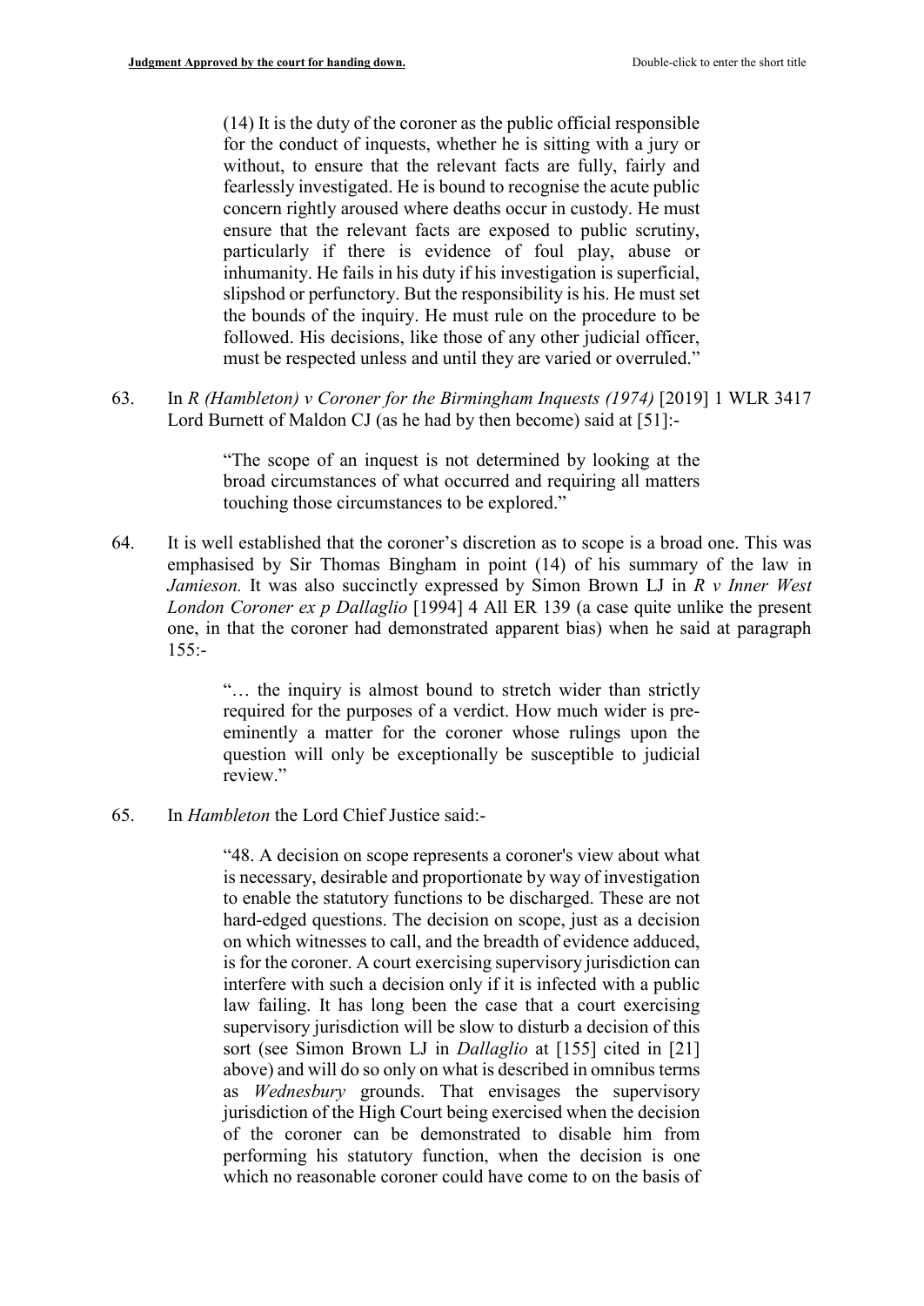> (14) It is the duty of the coroner as the public official responsible for the conduct of inquests, whether he is sitting with a jury or without, to ensure that the relevant facts are fully, fairly and fearlessly investigated. He is bound to recognise the acute public concern rightly aroused where deaths occur in custody. He must ensure that the relevant facts are exposed to public scrutiny, particularly if there is evidence of foul play, abuse or inhumanity. He fails in his duty if his investigation is superficial, slipshod or perfunctory. But the responsibility is his. He must set the bounds of the inquiry. He must rule on the procedure to be followed. His decisions, like those of any other judicial officer, must be respected unless and until they are varied or overruled."

63. In *R (Hambleton) v Coroner for the Birmingham Inquests (1974)* [2019] 1 WLR 3417 Lord Burnett of Maldon CJ (as he had by then become) said at [51]:-

> "The scope of an inquest is not determined by looking at the broad circumstances of what occurred and requiring all matters touching those circumstances to be explored."

64. It is well established that the coroner's discretion as to scope is a broad one. This was emphasised by Sir Thomas Bingham in point (14) of his summary of the law in *Jamieson.* It was also succinctly expressed by Simon Brown LJ in *R v Inner West London Coroner ex p Dallaglio* [1994] 4 All ER 139 (a case quite unlike the present one, in that the coroner had demonstrated apparent bias) when he said at paragraph 155:-

> "… the inquiry is almost bound to stretch wider than strictly required for the purposes of a verdict. How much wider is pre-eminently a matter for the coroner whose rulings upon the question will only be exceptionally be susceptible to judicial review."

65. In *Hambleton* the Lord Chief Justice said:-

> "48. A decision on scope represents a coroner's view about what is necessary, desirable and proportionate by way of investigation to enable the statutory functions to be discharged. These are not hard-edged questions. The decision on scope, just as a decision on which witnesses to call, and the breadth of evidence adduced, is for the coroner. A court exercising supervisory jurisdiction can interfere with such a decision only if it is infected with a public law failing. It has long been the case that a court exercising supervisory jurisdiction will be slow to disturb a decision of this sort (see Simon Brown LJ in *Dallaglio* at [155] cited in [21] above) and will do so only on what is described in omnibus terms as *Wednesbury* grounds. That envisages the supervisory jurisdiction of the High Court being exercised when the decision of the coroner can be demonstrated to disable him from performing his statutory function, when the decision is one which no reasonable coroner could have come to on the basis of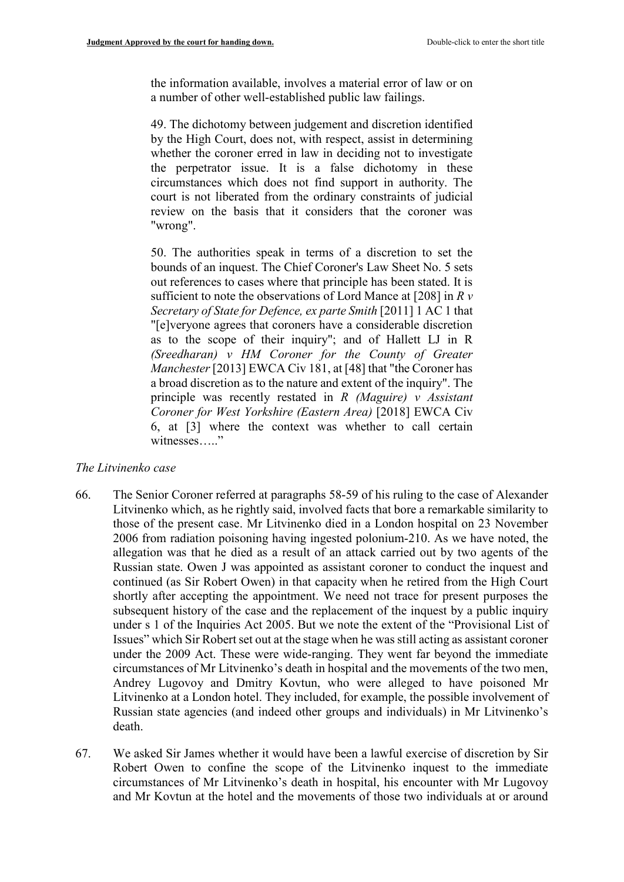the information available, involves a material error of law or on a number of other well-established public law failings.

49. The dichotomy between judgement and discretion identified by the High Court, does not, with respect, assist in determining whether the coroner erred in law in deciding not to investigate the perpetrator issue. It is a false dichotomy in these circumstances which does not find support in authority. The court is not liberated from the ordinary constraints of judicial review on the basis that it considers that the coroner was "wrong".

50. The authorities speak in terms of a discretion to set the bounds of an inquest. The Chief Coroner's Law Sheet No. 5 sets out references to cases where that principle has been stated. It is sufficient to note the observations of Lord Mance at [208] in *R v Secretary of State for Defence, ex parte Smith* [2011] 1 AC 1 that "[e]veryone agrees that coroners have a considerable discretion as to the scope of their inquiry"; and of Hallett LJ in R *(Sreedharan) v HM Coroner for the County of Greater Manchester* [2013] EWCA Civ 181, at [48] that "the Coroner has a broad discretion as to the nature and extent of the inquiry". The principle was recently restated in *R (Maguire) v Assistant Coroner for West Yorkshire (Eastern Area)* [2018] EWCA Civ 6, at [3] where the context was whether to call certain witnesses….."

*The Litvinenko case*

66. The Senior Coroner referred at paragraphs 58-59 of his ruling to the case of Alexander Litvinenko which, as he rightly said, involved facts that bore a remarkable similarity to those of the present case. Mr Litvinenko died in a London hospital on 23 November 2006 from radiation poisoning having ingested polonium-210. As we have noted, the allegation was that he died as a result of an attack carried out by two agents of the Russian state. Owen J was appointed as assistant coroner to conduct the inquest and continued (as Sir Robert Owen) in that capacity when he retired from the High Court shortly after accepting the appointment. We need not trace for present purposes the subsequent history of the case and the replacement of the inquest by a public inquiry under s 1 of the Inquiries Act 2005. But we note the extent of the "Provisional List of Issues" which Sir Robert set out at the stage when he was still acting as assistant coroner under the 2009 Act. These were wide-ranging. They went far beyond the immediate circumstances of Mr Litvinenko's death in hospital and the movements of the two men, Andrey Lugovoy and Dmitry Kovtun, who were alleged to have poisoned Mr Litvinenko at a London hotel. They included, for example, the possible involvement of Russian state agencies (and indeed other groups and individuals) in Mr Litvinenko's death.

67. We asked Sir James whether it would have been a lawful exercise of discretion by Sir Robert Owen to confine the scope of the Litvinenko inquest to the immediate circumstances of Mr Litvinenko's death in hospital, his encounter with Mr Lugovoy and Mr Kovtun at the hotel and the movements of those two individuals at or around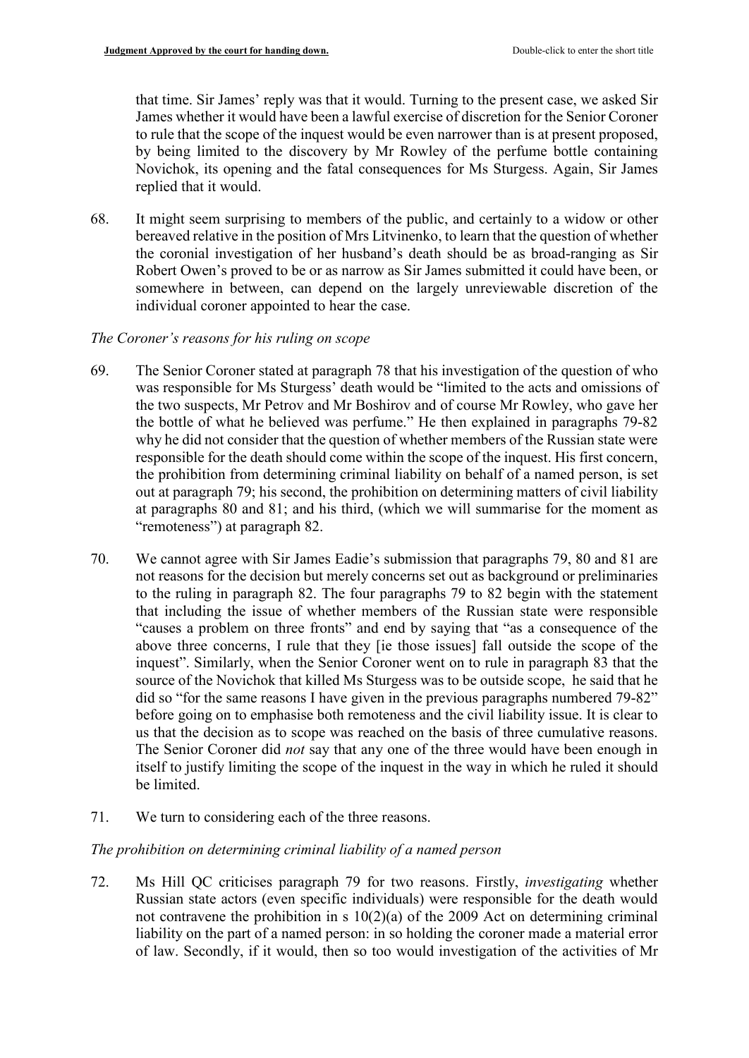that time. Sir James' reply was that it would. Turning to the present case, we asked Sir James whether it would have been a lawful exercise of discretion for the Senior Coroner to rule that the scope of the inquest would be even narrower than is at present proposed, by being limited to the discovery by Mr Rowley of the perfume bottle containing Novichok, its opening and the fatal consequences for Ms Sturgess. Again, Sir James replied that it would.

68. It might seem surprising to members of the public, and certainly to a widow or other bereaved relative in the position of Mrs Litvinenko, to learn that the question of whether the coronial investigation of her husband's death should be as broad-ranging as Sir Robert Owen's proved to be or as narrow as Sir James submitted it could have been, or somewhere in between, can depend on the largely unreviewable discretion of the individual coroner appointed to hear the case.

*The Coroner's reasons for his ruling on scope*

69. The Senior Coroner stated at paragraph 78 that his investigation of the question of who was responsible for Ms Sturgess' death would be "limited to the acts and omissions of the two suspects, Mr Petrov and Mr Boshirov and of course Mr Rowley, who gave her the bottle of what he believed was perfume." He then explained in paragraphs 79-82 why he did not consider that the question of whether members of the Russian state were responsible for the death should come within the scope of the inquest. His first concern, the prohibition from determining criminal liability on behalf of a named person, is set out at paragraph 79; his second, the prohibition on determining matters of civil liability at paragraphs 80 and 81; and his third, (which we will summarise for the moment as "remoteness") at paragraph 82.

70. We cannot agree with Sir James Eadie's submission that paragraphs 79, 80 and 81 are not reasons for the decision but merely concerns set out as background or preliminaries to the ruling in paragraph 82. The four paragraphs 79 to 82 begin with the statement that including the issue of whether members of the Russian state were responsible "causes a problem on three fronts" and end by saying that "as a consequence of the above three concerns, I rule that they [ie those issues] fall outside the scope of the inquest". Similarly, when the Senior Coroner went on to rule in paragraph 83 that the source of the Novichok that killed Ms Sturgess was to be outside scope, he said that he did so "for the same reasons I have given in the previous paragraphs numbered 79-82" before going on to emphasise both remoteness and the civil liability issue. It is clear to us that the decision as to scope was reached on the basis of three cumulative reasons. The Senior Coroner did *not* say that any one of the three would have been enough in itself to justify limiting the scope of the inquest in the way in which he ruled it should be limited.

71. We turn to considering each of the three reasons.

*The prohibition on determining criminal liability of a named person*

72. Ms Hill QC criticises paragraph 79 for two reasons. Firstly, *investigating* whether Russian state actors (even specific individuals) were responsible for the death would not contravene the prohibition in s 10(2)(a) of the 2009 Act on determining criminal liability on the part of a named person: in so holding the coroner made a material error of law. Secondly, if it would, then so too would investigation of the activities of Mr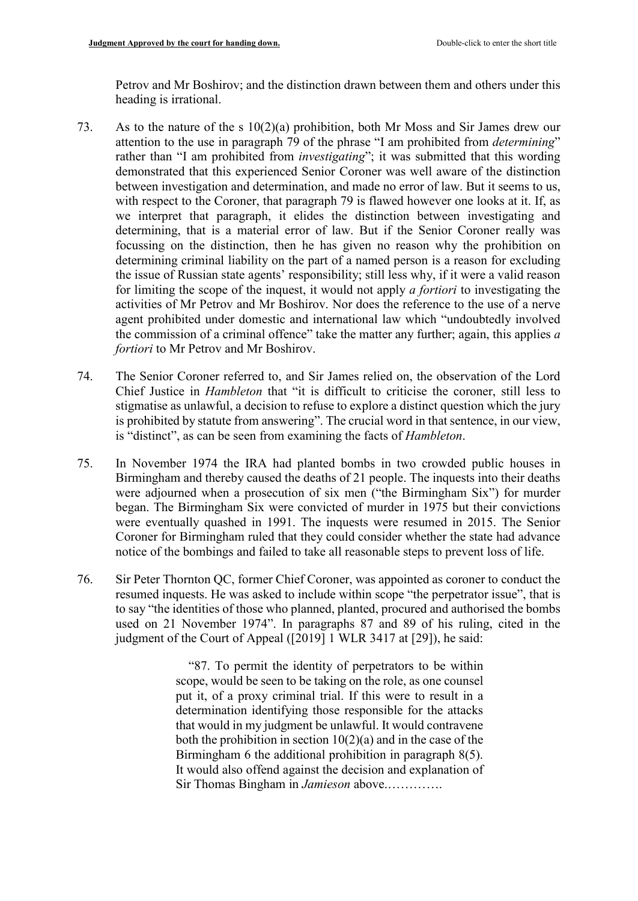Petrov and Mr Boshirov; and the distinction drawn between them and others under this heading is irrational.

73. As to the nature of the s 10(2)(a) prohibition, both Mr Moss and Sir James drew our attention to the use in paragraph 79 of the phrase "I am prohibited from *determining*" rather than "I am prohibited from *investigating*"; it was submitted that this wording demonstrated that this experienced Senior Coroner was well aware of the distinction between investigation and determination, and made no error of law. But it seems to us, with respect to the Coroner, that paragraph 79 is flawed however one looks at it. If, as we interpret that paragraph, it elides the distinction between investigating and determining, that is a material error of law. But if the Senior Coroner really was focussing on the distinction, then he has given no reason why the prohibition on determining criminal liability on the part of a named person is a reason for excluding the issue of Russian state agents' responsibility; still less why, if it were a valid reason for limiting the scope of the inquest, it would not apply *a fortiori* to investigating the activities of Mr Petrov and Mr Boshirov. Nor does the reference to the use of a nerve agent prohibited under domestic and international law which "undoubtedly involved the commission of a criminal offence" take the matter any further; again, this applies *a fortiori* to Mr Petrov and Mr Boshirov.

74. The Senior Coroner referred to, and Sir James relied on, the observation of the Lord Chief Justice in *Hambleton* that "it is difficult to criticise the coroner, still less to stigmatise as unlawful, a decision to refuse to explore a distinct question which the jury is prohibited by statute from answering". The crucial word in that sentence, in our view, is "distinct", as can be seen from examining the facts of *Hambleton*.

75. In November 1974 the IRA had planted bombs in two crowded public houses in Birmingham and thereby caused the deaths of 21 people. The inquests into their deaths were adjourned when a prosecution of six men ("the Birmingham Six") for murder began. The Birmingham Six were convicted of murder in 1975 but their convictions were eventually quashed in 1991. The inquests were resumed in 2015. The Senior Coroner for Birmingham ruled that they could consider whether the state had advance notice of the bombings and failed to take all reasonable steps to prevent loss of life.

76. Sir Peter Thornton QC, former Chief Coroner, was appointed as coroner to conduct the resumed inquests. He was asked to include within scope "the perpetrator issue", that is to say "the identities of those who planned, planted, procured and authorised the bombs used on 21 November 1974". In paragraphs 87 and 89 of his ruling, cited in the judgment of the Court of Appeal ([2019] 1 WLR 3417 at [29]), he said:

> "87. To permit the identity of perpetrators to be within scope, would be seen to be taking on the role, as one counsel put it, of a proxy criminal trial. If this were to result in a determination identifying those responsible for the attacks that would in my judgment be unlawful. It would contravene both the prohibition in section 10(2)(a) and in the case of the Birmingham 6 the additional prohibition in paragraph 8(5). It would also offend against the decision and explanation of Sir Thomas Bingham in *Jamieson* above..............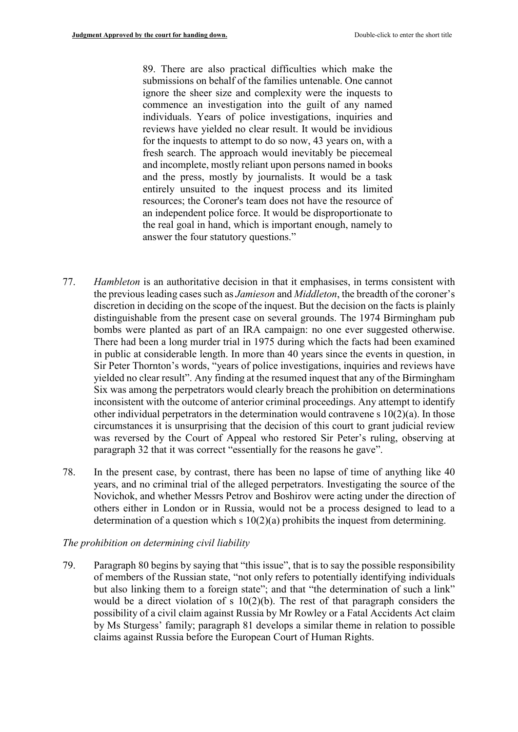> 89. There are also practical difficulties which make the submissions on behalf of the families untenable. One cannot ignore the sheer size and complexity were the inquests to commence an investigation into the guilt of any named individuals. Years of police investigations, inquiries and reviews have yielded no clear result. It would be invidious for the inquests to attempt to do so now, 43 years on, with a fresh search. The approach would inevitably be piecemeal and incomplete, mostly reliant upon persons named in books and the press, mostly by journalists. It would be a task entirely unsuited to the inquest process and its limited resources; the Coroner's team does not have the resource of an independent police force. It would be disproportionate to the real goal in hand, which is important enough, namely to answer the four statutory questions."

77. *Hambleton* is an authoritative decision in that it emphasises, in terms consistent with the previous leading cases such as *Jamieson* and *Middleton*, the breadth of the coroner's discretion in deciding on the scope of the inquest. But the decision on the facts is plainly distinguishable from the present case on several grounds. The 1974 Birmingham pub bombs were planted as part of an IRA campaign: no one ever suggested otherwise. There had been a long murder trial in 1975 during which the facts had been examined in public at considerable length. In more than 40 years since the events in question, in Sir Peter Thornton's words, "years of police investigations, inquiries and reviews have yielded no clear result". Any finding at the resumed inquest that any of the Birmingham Six was among the perpetrators would clearly breach the prohibition on determinations inconsistent with the outcome of anterior criminal proceedings. Any attempt to identify other individual perpetrators in the determination would contravene s 10(2)(a). In those circumstances it is unsurprising that the decision of this court to grant judicial review was reversed by the Court of Appeal who restored Sir Peter's ruling, observing at paragraph 32 that it was correct "essentially for the reasons he gave".

78. In the present case, by contrast, there has been no lapse of time of anything like 40 years, and no criminal trial of the alleged perpetrators. Investigating the source of the Novichok, and whether Messrs Petrov and Boshirov were acting under the direction of others either in London or in Russia, would not be a process designed to lead to a determination of a question which s 10(2)(a) prohibits the inquest from determining.

*The prohibition on determining civil liability*

79. Paragraph 80 begins by saying that "this issue", that is to say the possible responsibility of members of the Russian state, "not only refers to potentially identifying individuals but also linking them to a foreign state"; and that "the determination of such a link" would be a direct violation of s 10(2)(b). The rest of that paragraph considers the possibility of a civil claim against Russia by Mr Rowley or a Fatal Accidents Act claim by Ms Sturgess' family; paragraph 81 develops a similar theme in relation to possible claims against Russia before the European Court of Human Rights.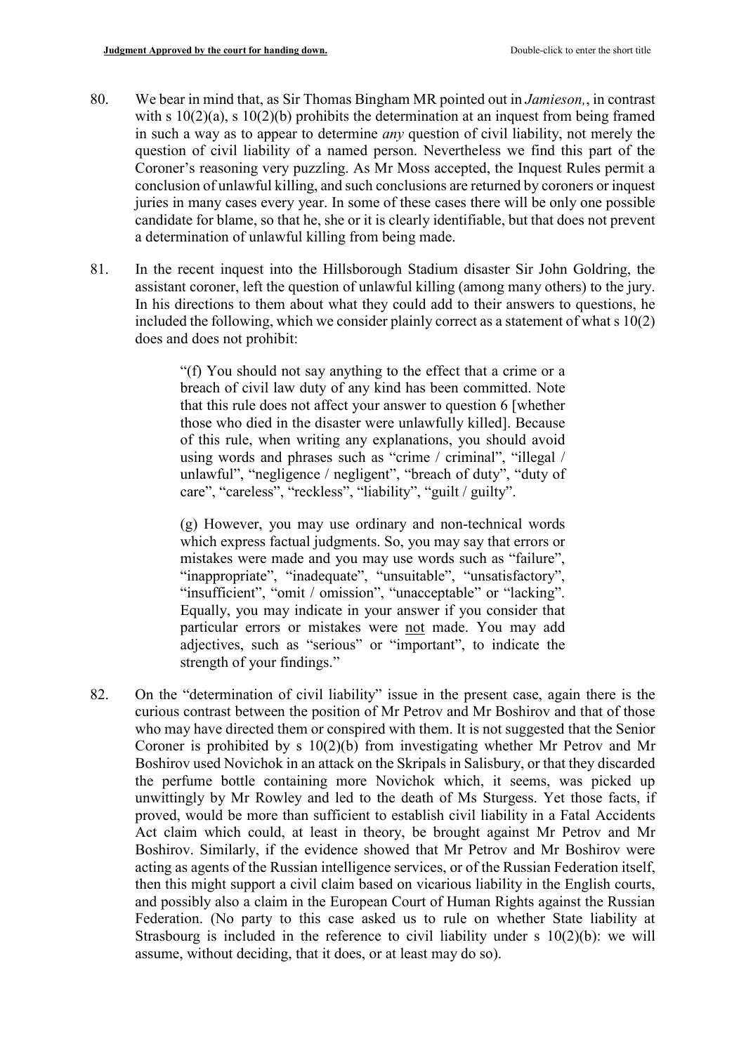80. We bear in mind that, as Sir Thomas Bingham MR pointed out in *Jamieson,*, in contrast with s 10(2)(a), s 10(2)(b) prohibits the determination at an inquest from being framed in such a way as to appear to determine *any* question of civil liability, not merely the question of civil liability of a named person. Nevertheless we find this part of the Coroner's reasoning very puzzling. As Mr Moss accepted, the Inquest Rules permit a conclusion of unlawful killing, and such conclusions are returned by coroners or inquest juries in many cases every year. In some of these cases there will be only one possible candidate for blame, so that he, she or it is clearly identifiable, but that does not prevent a determination of unlawful killing from being made.

81. In the recent inquest into the Hillsborough Stadium disaster Sir John Goldring, the assistant coroner, left the question of unlawful killing (among many others) to the jury. In his directions to them about what they could add to their answers to questions, he included the following, which we consider plainly correct as a statement of what s 10(2) does and does not prohibit:

> "(f) You should not say anything to the effect that a crime or a breach of civil law duty of any kind has been committed. Note that this rule does not affect your answer to question 6 [whether those who died in the disaster were unlawfully killed]. Because of this rule, when writing any explanations, you should avoid using words and phrases such as "crime / criminal", "illegal / unlawful", "negligence / negligent", "breach of duty", "duty of care", "careless", "reckless", "liability", "guilt / guilty".
>
> (g) However, you may use ordinary and non-technical words which express factual judgments. So, you may say that errors or mistakes were made and you may use words such as "failure", "inappropriate", "inadequate", "unsuitable", "unsatisfactory", "insufficient", "omit / omission", "unacceptable" or "lacking". Equally, you may indicate in your answer if you consider that particular errors or mistakes were <u>not</u> made. You may add adjectives, such as "serious" or "important", to indicate the strength of your findings."

82. On the "determination of civil liability" issue in the present case, again there is the curious contrast between the position of Mr Petrov and Mr Boshirov and that of those who may have directed them or conspired with them. It is not suggested that the Senior Coroner is prohibited by s 10(2)(b) from investigating whether Mr Petrov and Mr Boshirov used Novichok in an attack on the Skripals in Salisbury, or that they discarded the perfume bottle containing more Novichok which, it seems, was picked up unwittingly by Mr Rowley and led to the death of Ms Sturgess. Yet those facts, if proved, would be more than sufficient to establish civil liability in a Fatal Accidents Act claim which could, at least in theory, be brought against Mr Petrov and Mr Boshirov. Similarly, if the evidence showed that Mr Petrov and Mr Boshirov were acting as agents of the Russian intelligence services, or of the Russian Federation itself, then this might support a civil claim based on vicarious liability in the English courts, and possibly also a claim in the European Court of Human Rights against the Russian Federation. (No party to this case asked us to rule on whether State liability at Strasbourg is included in the reference to civil liability under s 10(2)(b): we will assume, without deciding, that it does, or at least may do so).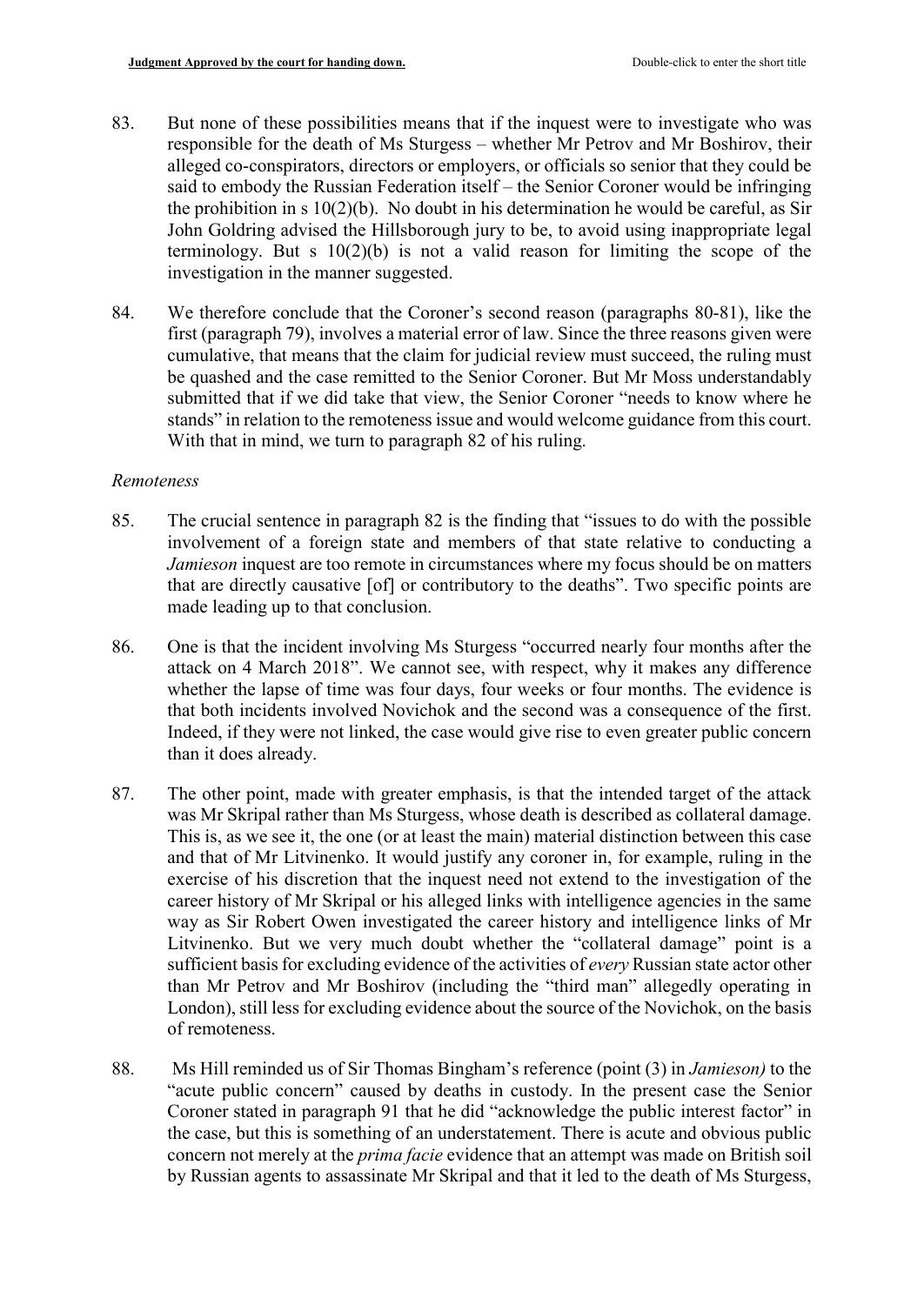83. But none of these possibilities means that if the inquest were to investigate who was responsible for the death of Ms Sturgess – whether Mr Petrov and Mr Boshirov, their alleged co-conspirators, directors or employers, or officials so senior that they could be said to embody the Russian Federation itself – the Senior Coroner would be infringing the prohibition in s 10(2)(b). No doubt in his determination he would be careful, as Sir John Goldring advised the Hillsborough jury to be, to avoid using inappropriate legal terminology. But s 10(2)(b) is not a valid reason for limiting the scope of the investigation in the manner suggested.

84. We therefore conclude that the Coroner's second reason (paragraphs 80-81), like the first (paragraph 79), involves a material error of law. Since the three reasons given were cumulative, that means that the claim for judicial review must succeed, the ruling must be quashed and the case remitted to the Senior Coroner. But Mr Moss understandably submitted that if we did take that view, the Senior Coroner "needs to know where he stands" in relation to the remoteness issue and would welcome guidance from this court. With that in mind, we turn to paragraph 82 of his ruling.

*Remoteness*

85. The crucial sentence in paragraph 82 is the finding that "issues to do with the possible involvement of a foreign state and members of that state relative to conducting a *Jamieson* inquest are too remote in circumstances where my focus should be on matters that are directly causative [of] or contributory to the deaths". Two specific points are made leading up to that conclusion.

86. One is that the incident involving Ms Sturgess "occurred nearly four months after the attack on 4 March 2018". We cannot see, with respect, why it makes any difference whether the lapse of time was four days, four weeks or four months. The evidence is that both incidents involved Novichok and the second was a consequence of the first. Indeed, if they were not linked, the case would give rise to even greater public concern than it does already.

87. The other point, made with greater emphasis, is that the intended target of the attack was Mr Skripal rather than Ms Sturgess, whose death is described as collateral damage. This is, as we see it, the one (or at least the main) material distinction between this case and that of Mr Litvinenko. It would justify any coroner in, for example, ruling in the exercise of his discretion that the inquest need not extend to the investigation of the career history of Mr Skripal or his alleged links with intelligence agencies in the same way as Sir Robert Owen investigated the career history and intelligence links of Mr Litvinenko. But we very much doubt whether the "collateral damage" point is a sufficient basis for excluding evidence of the activities of *every* Russian state actor other than Mr Petrov and Mr Boshirov (including the "third man" allegedly operating in London), still less for excluding evidence about the source of the Novichok, on the basis of remoteness.

88. Ms Hill reminded us of Sir Thomas Bingham's reference (point (3) in *Jamieson)* to the "acute public concern" caused by deaths in custody. In the present case the Senior Coroner stated in paragraph 91 that he did "acknowledge the public interest factor" in the case, but this is something of an understatement. There is acute and obvious public concern not merely at the *prima facie* evidence that an attempt was made on British soil by Russian agents to assassinate Mr Skripal and that it led to the death of Ms Sturgess,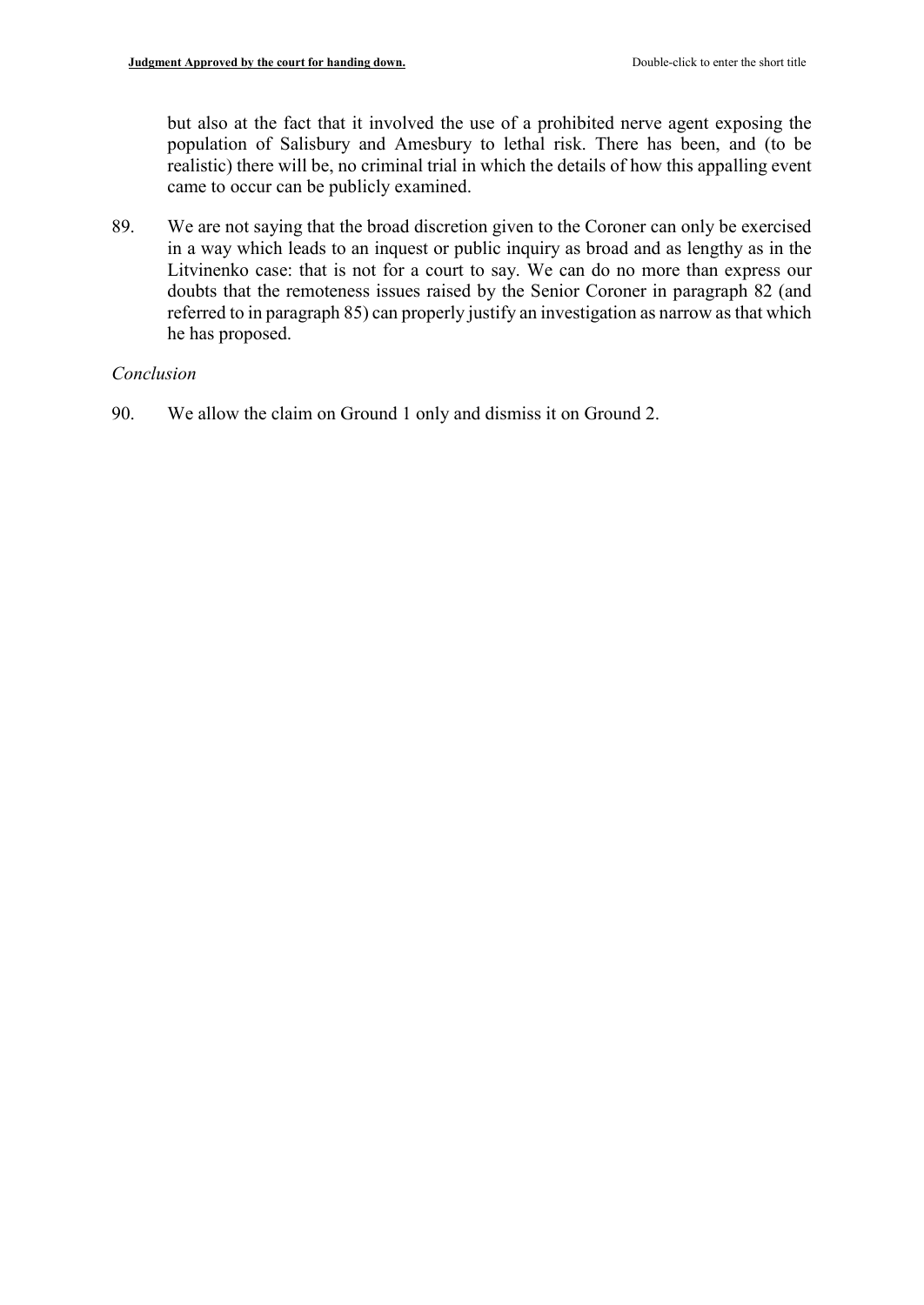but also at the fact that it involved the use of a prohibited nerve agent exposing the population of Salisbury and Amesbury to lethal risk. There has been, and (to be realistic) there will be, no criminal trial in which the details of how this appalling event came to occur can be publicly examined.

89. We are not saying that the broad discretion given to the Coroner can only be exercised in a way which leads to an inquest or public inquiry as broad and as lengthy as in the Litvinenko case: that is not for a court to say. We can do no more than express our doubts that the remoteness issues raised by the Senior Coroner in paragraph 82 (and referred to in paragraph 85) can properly justify an investigation as narrow as that which he has proposed.

*Conclusion*

90. We allow the claim on Ground 1 only and dismiss it on Ground 2.